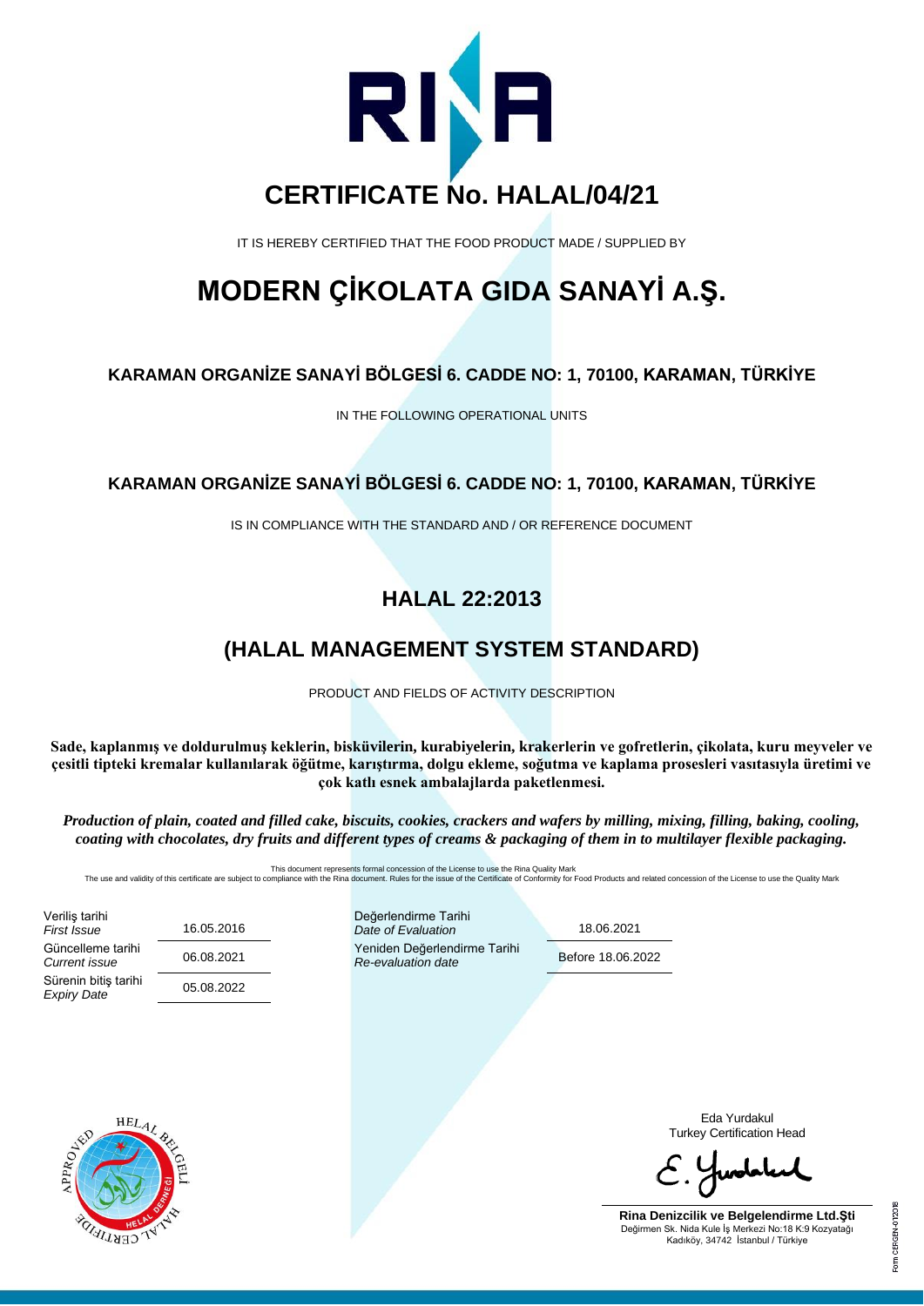# CERTIFICATE No. HALAL/04/21

IT IS HEREBY CERTIFIED THAT THE FOOD PRODUCT MADE / SUPPLIED BY

# MODERN ÇİKOLATA GIDA SANAYİ A.Ş.

### KARAMAN ORGANİZE SANAYİ BÖLGESİ 6. CADDE NO: 1, 70100, KARAMAN, TÜRKİYE

IN THE FOLLOWING OPERATIONAL UNITS

### KARAMAN ORGANİZE SANAYİ BÖLGESİ 6. CADDE NO: 1, 70100, KARAMAN, TÜRKİYE

IS IN COMPLIANCE WITH THE STANDARD AND / OR REFERENCE DOCUMENT

## HALAL 22:2013

## (HALAL MANAGEMENT SYSTEM STANDARD)

PRODUCT AND FIELDS OF ACTIVITY DESCRIPTION

**Sade, kaplanmış ve doldurulmuş keklerin, bisküvilerin, kurabiyelerin, krakerlerin ve gofretlerin, çikolata, kuru meyveler ve çesitli tipteki kremalar kullanılarak öğütme, karıştırma, dolgu ekleme, soğutma ve kaplama prosesleri vasıtasıyla üretimi ve çok katlı esnek ambalajlarda paketlenmesi.**

***Production of plain, coated and filled cake, biscuits, cookies, crackers and wafers by milling, mixing, filling, baking, cooling, coating with chocolates, dry fruits and different types of creams & packaging of them in to multilayer flexible packaging.***

This document represents formal concession of the License to use the Rina Quality Mark
The use and validity of this certificate are subject to compliance with the Rina document. Rules for the issue of the Certificate of Conformity for Food Products and related concession of the License to use the Quality Mark

| | | | |
|---|---|---|---|
| Veriliş tarihi *First Issue* | 16.05.2016 | Değerlendirme Tarihi *Date of Evaluation* | 18.06.2021 |
| Güncelleme tarihi *Current issue* | 06.08.2021 | Yeniden Değerlendirme Tarihi *Re-evaluation date* | Before 18.06.2022 |
| Sürenin bitiş tarihi *Expiry Date* | 05.08.2022 | | |

APPROVED HELAL BELGELİ HELAL DERNEĞİ HALAL CERTIFIDE

Eda Yurdakul
Turkey Certification Head

**Rina Denizcilik ve Belgelendirme Ltd.Şti**
Değirmen Sk. Nida Kule İş Merkezi No:18 K:9 Kozyatağı
Kadıköy, 34742 İstanbul / Türkiye

Form CERGEN-07/2018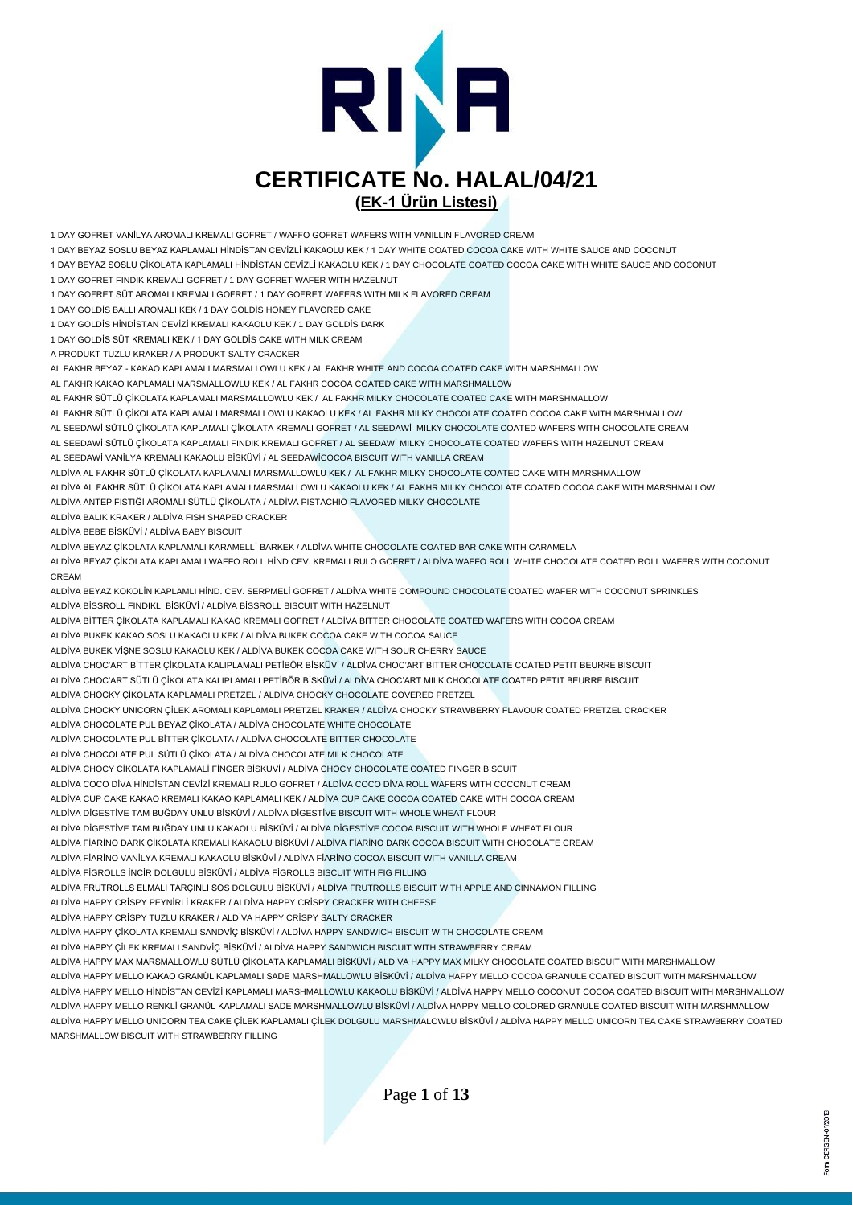# CERTIFICATE No. HALAL/04/21

## (EK-1 Ürün Listesi)

1 DAY GOFRET VANİLYA AROMALI KREMALI GOFRET / WAFFO GOFRET WAFERS WITH VANILLIN FLAVORED CREAM
1 DAY BEYAZ SOSLU BEYAZ KAPLAMALI HİNDİSTAN CEVİZLİ KAKAOLU KEK / 1 DAY WHITE COATED COCOA CAKE WITH WHITE SAUCE AND COCONUT
1 DAY BEYAZ SOSLU ÇİKOLATA KAPLAMALI HİNDİSTAN CEVİZLİ KAKAOLU KEK / 1 DAY CHOCOLATE COATED COCOA CAKE WITH WHITE SAUCE AND COCONUT
1 DAY GOFRET FINDIK KREMALI GOFRET / 1 DAY GOFRET WAFER WITH HAZELNUT
1 DAY GOFRET SÜT AROMALI KREMALI GOFRET / 1 DAY GOFRET WAFERS WITH MILK FLAVORED CREAM
1 DAY GOLDİS BALLI AROMALI KEK / 1 DAY GOLDİS HONEY FLAVORED CAKE
1 DAY GOLDİS HİNDİSTAN CEVİZİ KREMALI KAKAOLU KEK / 1 DAY GOLDİS DARK
1 DAY GOLDİS SÜT KREMALI KEK / 1 DAY GOLDİS CAKE WITH MILK CREAM
A PRODUKT TUZLU KRAKER / A PRODUKT SALTY CRACKER
AL FAKHR BEYAZ - KAKAO KAPLAMALI MARSMALLOWLU KEK / AL FAKHR WHITE AND COCOA COATED CAKE WITH MARSHMALLOW
AL FAKHR KAKAO KAPLAMALI MARSMALLOWLU KEK / AL FAKHR COCOA COATED CAKE WITH MARSHMALLOW
AL FAKHR SÜTLÜ ÇİKOLATA KAPLAMALI MARSMALLOWLU KEK / AL FAKHR MILKY CHOCOLATE COATED CAKE WITH MARSHMALLOW
AL FAKHR SÜTLÜ ÇİKOLATA KAPLAMALI MARSMALLOWLU KAKAOLU KEK / AL FAKHR MILKY CHOCOLATE COATED COCOA CAKE WITH MARSHMALLOW
AL SEEDAWİ SÜTLÜ ÇİKOLATA KAPLAMALI ÇİKOLATA KREMALI GOFRET / AL SEEDAWİ MILKY CHOCOLATE COATED WAFERS WITH CHOCOLATE CREAM
AL SEEDAWİ SÜTLÜ ÇİKOLATA KAPLAMALI FINDIK KREMALI GOFRET / AL SEEDAWİ MILKY CHOCOLATE COATED WAFERS WITH HAZELNUT CREAM
AL SEEDAWİ VANİLYA KREMALI KAKAOLU BİSKÜVİ / AL SEEDAWİCOCOA BISCUIT WITH VANILLA CREAM
ALDİVA AL FAKHR SÜTLÜ ÇİKOLATA KAPLAMALI MARSMALLOWLU KEK / AL FAKHR MILKY CHOCOLATE COATED CAKE WITH MARSHMALLOW
ALDİVA AL FAKHR SÜTLÜ ÇİKOLATA KAPLAMALI MARSMALLOWLU KAKAOLU KEK / AL FAKHR MILKY CHOCOLATE COATED COCOA CAKE WITH MARSHMALLOW
ALDİVA ANTEP FISTIĞI AROMALI SÜTLÜ ÇİKOLATA / ALDİVA PISTACHIO FLAVORED MILKY CHOCOLATE
ALDİVA BALIK KRAKER / ALDİVA FISH SHAPED CRACKER
ALDİVA BEBE BİSKÜVİ / ALDİVA BABY BISCUIT
ALDİVA BEYAZ ÇİKOLATA KAPLAMALI KARAMELLİ BARKEK / ALDİVA WHITE CHOCOLATE COATED BAR CAKE WITH CARAMELA
ALDİVA BEYAZ ÇİKOLATA KAPLAMALI WAFFO ROLL HİND CEV. KREMALI RULO GOFRET / ALDİVA WAFFO ROLL WHITE CHOCOLATE COATED ROLL WAFERS WITH COCONUT CREAM
ALDİVA BEYAZ KOKOLİN KAPLAMLI HİND. CEV. SERPMELİ GOFRET / ALDİVA WHITE COMPOUND CHOCOLATE COATED WAFER WITH COCONUT SPRINKLES
ALDİVA BİSSROLL FINDIKLI BİSKÜVİ / ALDİVA BİSSROLL BISCUIT WITH HAZELNUT
ALDİVA BİTTER ÇİKOLATA KAPLAMALI KAKAO KREMALI GOFRET / ALDİVA BITTER CHOCOLATE COATED WAFERS WITH COCOA CREAM
ALDİVA BUKEK KAKAO SOSLU KAKAOLU KEK / ALDİVA BUKEK COCOA CAKE WITH COCOA SAUCE
ALDİVA BUKEK VİŞNE SOSLU KAKAOLU KEK / ALDİVA BUKEK COCOA CAKE WITH SOUR CHERRY SAUCE
ALDİVA CHOC'ART BİTTER ÇİKOLATA KALIPLAMALI PETİBÖR BİSKÜVİ / ALDİVA CHOC'ART BITTER CHOCOLATE COATED PETIT BEURRE BISCUIT
ALDİVA CHOC'ART SÜTLÜ ÇİKOLATA KALIPLAMALI PETİBÖR BİSKÜVİ / ALDİVA CHOC'ART MILK CHOCOLATE COATED PETIT BEURRE BISCUIT
ALDİVA CHOCKY ÇİKOLATA KAPLAMALI PRETZEL / ALDİVA CHOCKY CHOCOLATE COVERED PRETZEL
ALDİVA CHOCKY UNICORN ÇİLEK AROMALI KAPLAMALI PRETZEL KRAKER / ALDİVA CHOCKY STRAWBERRY FLAVOUR COATED PRETZEL CRACKER
ALDİVA CHOCOLATE PUL BEYAZ ÇİKOLATA / ALDİVA CHOCOLATE WHITE CHOCOLATE
ALDİVA CHOCOLATE PUL BİTTER ÇİKOLATA / ALDİVA CHOCOLATE BITTER CHOCOLATE
ALDİVA CHOCOLATE PUL SÜTLÜ ÇİKOLATA / ALDİVA CHOCOLATE MILK CHOCOLATE
ALDİVA CHOCY CİKOLATA KAPLAMALİ FİNGER BİSKÜVİ / ALDİVA CHOCY CHOCOLATE COATED FINGER BISCUIT
ALDİVA COCO DİVA HİNDİSTAN CEVİZİ KREMALI RULO GOFRET / ALDİVA COCO DİVA ROLL WAFERS WITH COCONUT CREAM
ALDİVA CUP CAKE KAKAO KREMALI KAKAO KAPLAMALI KEK / ALDİVA CUP CAKE COCOA COATED CAKE WITH COCOA CREAM
ALDİVA DİGESTİVE TAM BUĞDAY UNLU BİSKÜVİ / ALDİVA DİGESTİVE BISCUIT WITH WHOLE WHEAT FLOUR
ALDİVA DİGESTİVE TAM BUĞDAY UNLU KAKAOLU BİSKÜVİ / ALDİVA DİGESTİVE COCOA BISCUIT WITH WHOLE WHEAT FLOUR
ALDİVA FİARİNO DARK ÇİKOLATA KREMALI KAKAOLU BİSKÜVİ / ALDİVA FİARİNO DARK COCOA BISCUIT WITH CHOCOLATE CREAM
ALDİVA FİARİNO VANİLYA KREMALI KAKAOLU BİSKÜVİ / ALDİVA FİARİNO COCOA BISCUIT WITH VANILLA CREAM
ALDİVA FİGROLLS İNCİR DOLGULU BİSKÜVİ / ALDİVA FİGROLLS BISCUIT WITH FIG FILLING
ALDİVA FRUTROLLS ELMALI TARÇINLI SOS DOLGULU BİSKÜVİ / ALDİVA FRUTROLLS BISCUIT WITH APPLE AND CINNAMON FILLING
ALDİVA HAPPY CRİSPY PEYNİRLİ KRAKER / ALDİVA HAPPY CRİSPY CRACKER WITH CHEESE
ALDİVA HAPPY CRİSPY TUZLU KRAKER / ALDİVA HAPPY CRİSPY SALTY CRACKER
ALDİVA HAPPY ÇİKOLATA KREMALI SANDVİÇ BİSKÜVİ / ALDİVA HAPPY SANDWICH BISCUIT WITH CHOCOLATE CREAM
ALDİVA HAPPY ÇİLEK KREMALI SANDVİÇ BİSKÜVİ / ALDİVA HAPPY SANDWICH BISCUIT WITH STRAWBERRY CREAM
ALDİVA HAPPY MAX MARSMALLOWLU SÜTLÜ ÇİKOLATA KAPLAMALI BİSKÜVİ / ALDİVA HAPPY MAX MILKY CHOCOLATE COATED BISCUIT WITH MARSHMALLOW
ALDİVA HAPPY MELLO KAKAO GRANÜL KAPLAMALI SADE MARSHMALLOWLU BİSKÜVİ / ALDİVA HAPPY MELLO COCOA GRANULE COATED BISCUIT WITH MARSHMALLOW
ALDİVA HAPPY MELLO HİNDİSTAN CEVİZİ KAPLAMALI MARSHMALLOWLU KAKAOLU BİSKÜVİ / ALDİVA HAPPY MELLO COCONUT COCOA COATED BISCUIT WITH MARSHMALLOW
ALDİVA HAPPY MELLO RENKLİ GRANÜL KAPLAMALI SADE MARSHMALLOWLU BİSKÜVİ / ALDİVA HAPPY MELLO COLORED GRANULE COATED BISCUIT WITH MARSHMALLOW
ALDİVA HAPPY MELLO UNICORN TEA CAKE ÇİLEK KAPLAMALI ÇİLEK DOLGULU MARSHMALOWLU BİSKÜVİ / ALDİVA HAPPY MELLO UNICORN TEA CAKE STRAWBERRY COATED MARSHMALLOW BISCUIT WITH STRAWBERRY FILLING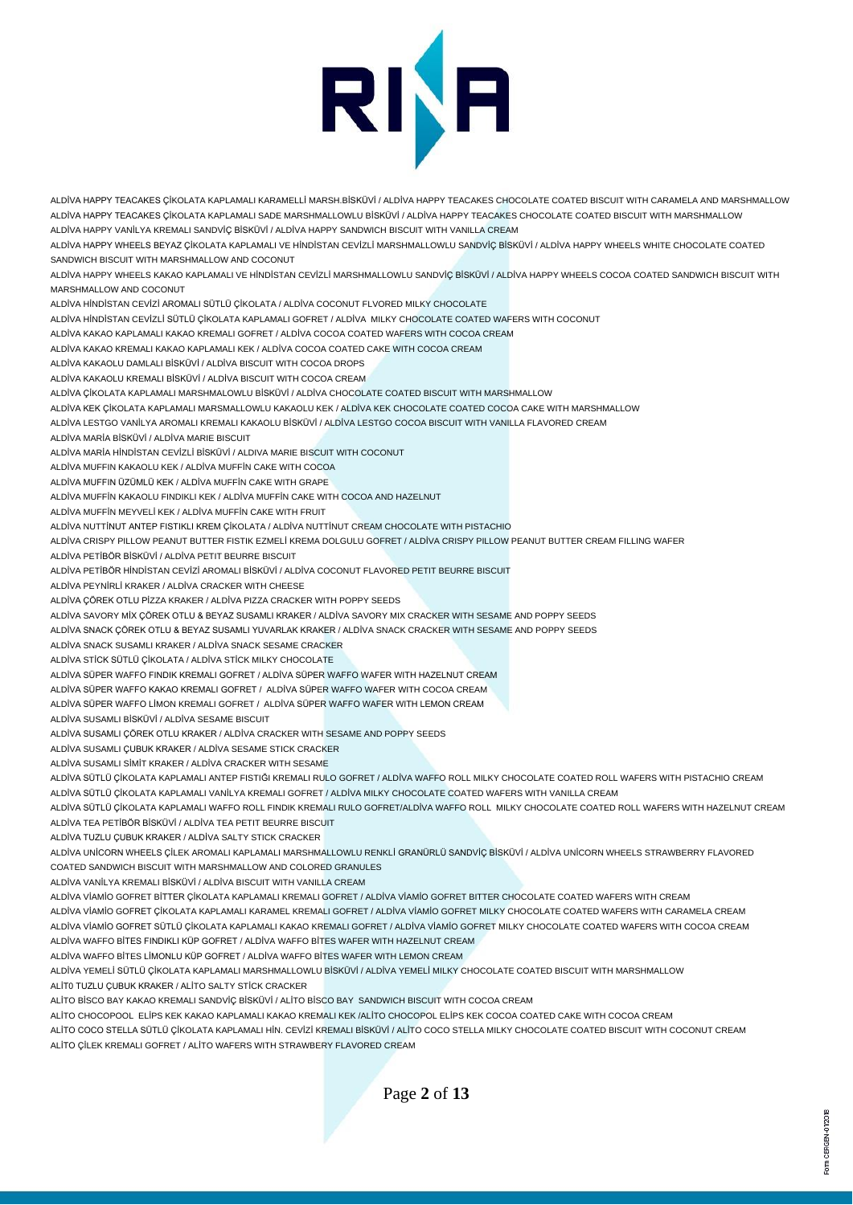ALDİVA HAPPY TEACAKES ÇİKOLATA KAPLAMALI KARAMELLİ MARSH.BİSKÜVİ / ALDİVA HAPPY TEACAKES CHOCOLATE COATED BISCUIT WITH CARAMELA AND MARSHMALLOW

ALDİVA HAPPY TEACAKES ÇİKOLATA KAPLAMALI SADE MARSHMALLOWLU BİSKÜVİ / ALDİVA HAPPY TEACAKES CHOCOLATE COATED BISCUIT WITH MARSHMALLOW

ALDİVA HAPPY VANİLYA KREMALI SANDVİÇ BİSKÜVİ / ALDİVA HAPPY SANDWICH BISCUIT WITH VANILLA CREAM

ALDİVA HAPPY WHEELS BEYAZ ÇİKOLATA KAPLAMALI VE HİNDİSTAN CEVİZLİ MARSHMALLOWLU SANDVİÇ BİSKÜVİ / ALDİVA HAPPY WHEELS WHITE CHOCOLATE COATED SANDWICH BISCUIT WITH MARSHMALLOW AND COCONUT

ALDİVA HAPPY WHEELS KAKAO KAPLAMALI VE HİNDİSTAN CEVİZLİ MARSHMALLOWLU SANDVİÇ BİSKÜVİ / ALDİVA HAPPY WHEELS COCOA COATED SANDWICH BISCUIT WITH MARSHMALLOW AND COCONUT

ALDİVA HİNDİSTAN CEVİZİ AROMALI SÜTLÜ ÇİKOLATA / ALDİVA COCONUT FLVORED MILKY CHOCOLATE

ALDİVA HİNDİSTAN CEVİZLİ SÜTLÜ ÇİKOLATA KAPLAMALI GOFRET / ALDİVA MILKY CHOCOLATE COATED WAFERS WITH COCONUT

ALDİVA KAKAO KAPLAMALI KAKAO KREMALI GOFRET / ALDİVA COCOA COATED WAFERS WITH COCOA CREAM

ALDİVA KAKAO KREMALI KAKAO KAPLAMALI KEK / ALDİVA COCOA COATED CAKE WITH COCOA CREAM

ALDİVA KAKAOLU DAMLALI BİSKÜVİ / ALDİVA BISCUIT WITH COCOA DROPS

ALDİVA KAKAOLU KREMALI BİSKÜVİ / ALDİVA BISCUIT WITH COCOA CREAM

ALDİVA ÇİKOLATA KAPLAMALI MARSHMALOWLU BİSKÜVİ / ALDİVA CHOCOLATE COATED BISCUIT WITH MARSHMALLOW

ALDİVA KEK ÇİKOLATA KAPLAMALI MARSMALLOWLU KAKAOLU KEK / ALDİVA KEK CHOCOLATE COATED COCOA CAKE WITH MARSHMALLOW

ALDİVA LESTGO VANİLYA AROMALI KREMALI KAKAOLU BİSKÜVİ / ALDİVA LESTGO COCOA BISCUIT WITH VANILLA FLAVORED CREAM

ALDİVA MARİA BİSKÜVİ / ALDİVA MARIE BISCUIT

ALDİVA MARİA HİNDİSTAN CEVİZLİ BİSKÜVİ / ALDIVA MARIE BISCUIT WITH COCONUT

ALDİVA MUFFIN KAKAOLU KEK / ALDİVA MUFFİN CAKE WITH COCOA

ALDİVA MUFFIN ÜZÜMLÜ KEK / ALDİVA MUFFİN CAKE WITH GRAPE

ALDİVA MUFFİN KAKAOLU FINDIKLI KEK / ALDİVA MUFFİN CAKE WITH COCOA AND HAZELNUT

ALDİVA MUFFİN MEYVELİ KEK / ALDİVA MUFFİN CAKE WITH FRUIT

ALDİVA NUTTİNUT ANTEP FISTIKLI KREM ÇİKOLATA / ALDİVA NUTTİNUT CREAM CHOCOLATE WITH PISTACHIO

ALDİVA CRISPY PILLOW PEANUT BUTTER FISTIK EZMELİ KREMA DOLGULU GOFRET / ALDİVA CRISPY PILLOW PEANUT BUTTER CREAM FILLING WAFER

ALDİVA PETİBÖR BİSKÜVİ / ALDİVA PETIT BEURRE BISCUIT

ALDİVA PETİBÖR HİNDİSTAN CEVİZİ AROMALI BİSKÜVİ / ALDİVA COCONUT FLAVORED PETIT BEURRE BISCUIT

ALDİVA PEYNİRLİ KRAKER / ALDİVA CRACKER WITH CHEESE

ALDİVA ÇÖREK OTLU PİZZA KRAKER / ALDİVA PIZZA CRACKER WITH POPPY SEEDS

ALDİVA SAVORY MİX ÇÖREK OTLU & BEYAZ SUSAMLI KRAKER / ALDİVA SAVORY MIX CRACKER WITH SESAME AND POPPY SEEDS

ALDİVA SNACK ÇÖREK OTLU & BEYAZ SUSAMLI YUVARLAK KRAKER / ALDİVA SNACK CRACKER WITH SESAME AND POPPY SEEDS

ALDİVA SNACK SUSAMLI KRAKER / ALDİVA SNACK SESAME CRACKER

ALDİVA STİCK SÜTLÜ ÇİKOLATA / ALDİVA STİCK MILKY CHOCOLATE

ALDİVA SÜPER WAFFO FINDIK KREMALI GOFRET / ALDİVA SÜPER WAFFO WAFER WITH HAZELNUT CREAM

ALDİVA SÜPER WAFFO KAKAO KREMALI GOFRET / ALDİVA SÜPER WAFFO WAFER WITH COCOA CREAM

ALDİVA SÜPER WAFFO LİMON KREMALI GOFRET / ALDİVA SÜPER WAFFO WAFER WITH LEMON CREAM

ALDİVA SUSAMLI BİSKÜVİ / ALDİVA SESAME BISCUIT

ALDİVA SUSAMLI ÇÖREK OTLU KRAKER / ALDİVA CRACKER WITH SESAME AND POPPY SEEDS

ALDİVA SUSAMLI ÇUBUK KRAKER / ALDİVA SESAME STICK CRACKER

ALDİVA SUSAMLI SİMİT KRAKER / ALDİVA CRACKER WITH SESAME

ALDİVA SÜTLÜ ÇİKOLATA KAPLAMALI ANTEP FISTIĞI KREMALI RULO GOFRET / ALDİVA WAFFO ROLL MILKY CHOCOLATE COATED ROLL WAFERS WITH PISTACHIO CREAM

ALDİVA SÜTLÜ ÇİKOLATA KAPLAMALI VANİLYA KREMALI GOFRET / ALDİVA MILKY CHOCOLATE COATED WAFERS WITH VANILLA CREAM

ALDİVA SÜTLÜ ÇİKOLATA KAPLAMALI WAFFO ROLL FINDIK KREMALI RULO GOFRET/ALDİVA WAFFO ROLL MILKY CHOCOLATE COATED ROLL WAFERS WITH HAZELNUT CREAM

ALDİVA TEA PETİBÖR BİSKÜVİ / ALDİVA TEA PETIT BEURRE BISCUIT

ALDİVA TUZLU ÇUBUK KRAKER / ALDİVA SALTY STICK CRACKER

ALDİVA UNİCORN WHEELS ÇİLEK AROMALI KAPLAMALI MARSHMALLOWLU RENKLİ GRANÜRLÜ SANDVİÇ BİSKÜVİ / ALDİVA UNİCORN WHEELS STRAWBERRY FLAVORED COATED SANDWICH BISCUIT WITH MARSHMALLOW AND COLORED GRANULES

ALDİVA VANİLYA KREMALI BİSKÜVİ / ALDİVA BISCUIT WITH VANILLA CREAM

ALDİVA VİAMİO GOFRET BİTTER ÇİKOLATA KAPLAMALI KREMALI GOFRET / ALDİVA VİAMİO GOFRET BITTER CHOCOLATE COATED WAFERS WITH CREAM

ALDİVA VİAMİO GOFRET ÇİKOLATA KAPLAMALI KARAMEL KREMALI GOFRET / ALDİVA VİAMİO GOFRET MILKY CHOCOLATE COATED WAFERS WITH CARAMELA CREAM

ALDİVA VİAMİO GOFRET SÜTLÜ ÇİKOLATA KAPLAMALI KAKAO KREMALI GOFRET / ALDİVA VİAMİO GOFRET MILKY CHOCOLATE COATED WAFERS WITH COCOA CREAM

ALDİVA WAFFO BİTES FINDIKLI KÜP GOFRET / ALDİVA WAFFO BİTES WAFER WITH HAZELNUT CREAM

ALDİVA WAFFO BİTES LİMONLU KÜP GOFRET / ALDİVA WAFFO BİTES WAFER WITH LEMON CREAM

ALDİVA YEMELİ SÜTLÜ ÇİKOLATA KAPLAMALI MARSHMALLOWLU BİSKÜVİ / ALDİVA YEMELİ MILKY CHOCOLATE COATED BISCUIT WITH MARSHMALLOW

ALİT0 TUZLU ÇUBUK KRAKER / ALİTO SALTY STİCK CRACKER

ALİTO BİSCO BAY KAKAO KREMALI SANDVİÇ BİSKÜVİ / ALİTO BİSCO BAY SANDWICH BISCUIT WITH COCOA CREAM

ALİTO CHOCOPOOL ELİPS KEK KAKAO KAPLAMALI KAKAO KREMALI KEK /ALİTO CHOCOPOL ELİPS KEK COCOA COATED CAKE WITH COCOA CREAM

ALİTO COCO STELLA SÜTLÜ ÇİKOLATA KAPLAMALI HİN. CEVİZİ KREMALI BİSKÜVİ / ALİTO COCO STELLA MILKY CHOCOLATE COATED BISCUIT WITH COCONUT CREAM

ALİTO ÇİLEK KREMALI GOFRET / ALİTO WAFERS WITH STRAWBERY FLAVORED CREAM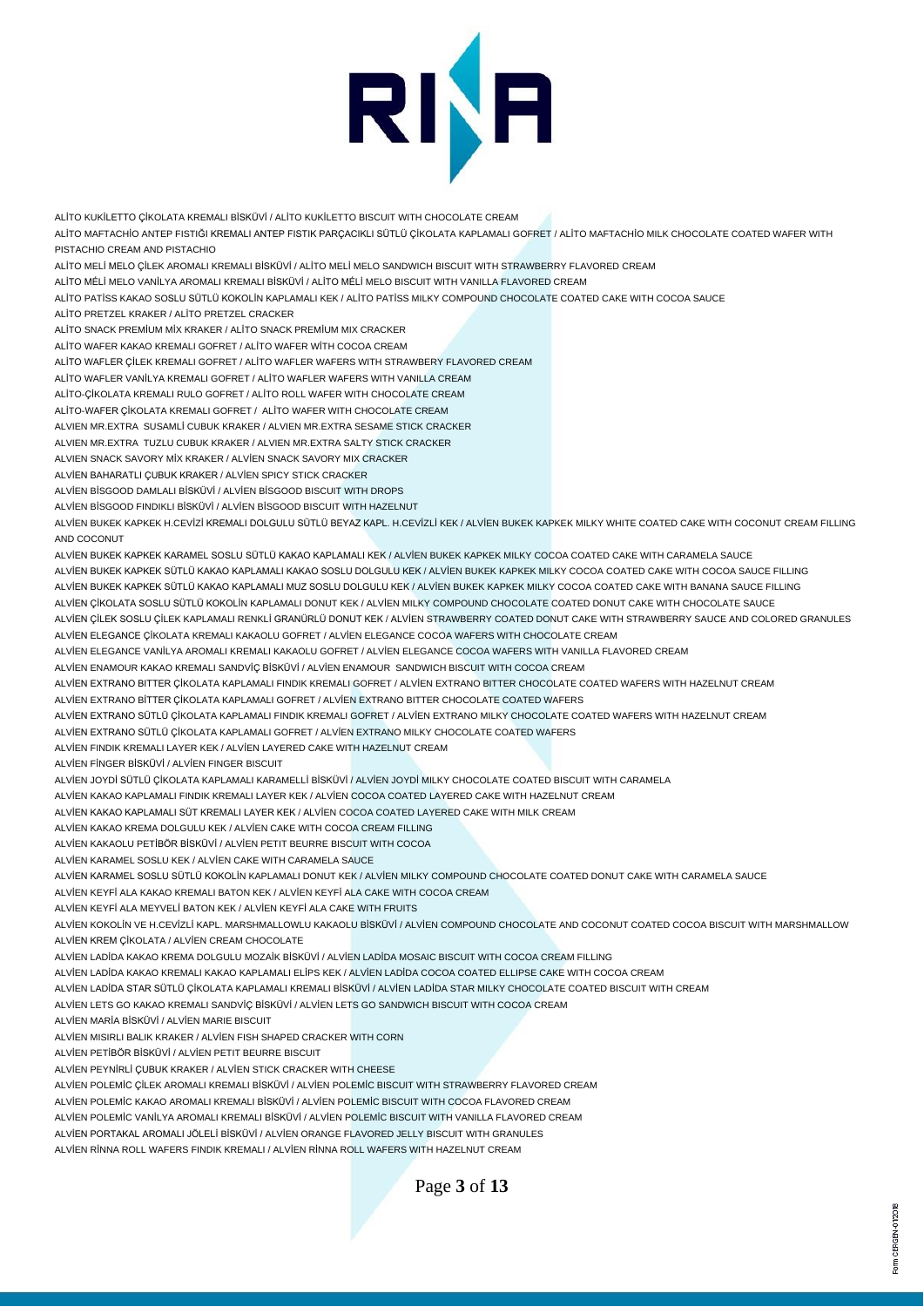ALİTO KUKİLETTO ÇİKOLATA KREMALI BİSKÜVİ / ALİTO KUKİLETTO BISCUIT WITH CHOCOLATE CREAM

ALİTO MAFTACHİO ANTEP FISTIĞI KREMALI ANTEP FISTIK PARÇACIKLI SÜTLÜ ÇİKOLATA KAPLAMALI GOFRET / ALİTO MAFTACHİO MILK CHOCOLATE COATED WAFER WITH PISTACHIO CREAM AND PISTACHIO

ALİTO MELİ MELO ÇİLEK AROMALI KREMALI BİSKÜVİ / ALİTO MELİ MELO SANDWICH BISCUIT WITH STRAWBERRY FLAVORED CREAM

ALİTO MÉLİ MELO VANİLYA AROMALI KREMALI BİSKÜVİ / ALİTO MÉLİ MELO BISCUIT WITH VANILLA FLAVORED CREAM

ALİTO PATİSS KAKAO SOSLU SÜTLÜ KOKOLİN KAPLAMALI KEK / ALİTO PATİSS MILKY COMPOUND CHOCOLATE COATED CAKE WITH COCOA SAUCE

ALİTO PRETZEL KRAKER / ALİTO PRETZEL CRACKER

ALİTO SNACK PREMİUM MİX KRAKER / ALİTO SNACK PREMİUM MIX CRACKER

ALİTO WAFER KAKAO KREMALI GOFRET / ALİTO WAFER WİTH COCOA CREAM

ALİTO WAFLER ÇİLEK KREMALI GOFRET / ALİTO WAFLER WAFERS WITH STRAWBERY FLAVORED CREAM

ALİTO WAFLER VANİLYA KREMALI GOFRET / ALİTO WAFLER WAFERS WITH VANILLA CREAM

ALİTO-ÇİKOLATA KREMALI RULO GOFRET / ALİTO ROLL WAFER WITH CHOCOLATE CREAM

ALİTO-WAFER ÇİKOLATA KREMALI GOFRET / ALİTO WAFER WITH CHOCOLATE CREAM

ALVIEN MR.EXTRA SUSAMLİ CUBUK KRAKER / ALVIEN MR.EXTRA SESAME STICK CRACKER

ALVIEN MR.EXTRA TUZLU CUBUK KRAKER / ALVIEN MR.EXTRA SALTY STICK CRACKER

ALVIEN SNACK SAVORY MİX KRAKER / ALVİEN SNACK SAVORY MIX CRACKER

ALVİEN BAHARATLI ÇUBUK KRAKER / ALVİEN SPICY STICK CRACKER

ALVİEN BİSGOOD DAMLALI BİSKÜVİ / ALVİEN BİSGOOD BISCUIT WITH DROPS

ALVİEN BİSGOOD FINDIKLI BİSKÜVİ / ALVİEN BİSGOOD BISCUIT WITH HAZELNUT

ALVİEN BUKEK KAPKEK H.CEVİZİ KREMALI DOLGULU SÜTLÜ BEYAZ KAPL. H.CEVİZLİ KEK / ALVİEN BUKEK KAPKEK MILKY WHITE COATED CAKE WITH COCONUT CREAM FILLING AND COCONUT

ALVİEN BUKEK KAPKEK KARAMEL SOSLU SÜTLÜ KAKAO KAPLAMALI KEK / ALVİEN BUKEK KAPKEK MILKY COCOA COATED CAKE WITH CARAMELA SAUCE

ALVİEN BUKEK KAPKEK SÜTLÜ KAKAO KAPLAMALI KAKAO SOSLU DOLGULU KEK / ALVİEN BUKEK KAPKEK MILKY COCOA COATED CAKE WITH COCOA SAUCE FILLING

ALVİEN BUKEK KAPKEK SÜTLÜ KAKAO KAPLAMALI MUZ SOSLU DOLGULU KEK / ALVİEN BUKEK KAPKEK MILKY COCOA COATED CAKE WITH BANANA SAUCE FILLING

ALVİEN ÇİKOLATA SOSLU SÜTLÜ KOKOLİN KAPLAMALI DONUT KEK / ALVİEN MILKY COMPOUND CHOCOLATE COATED DONUT CAKE WITH CHOCOLATE SAUCE

ALVİEN ÇİLEK SOSLU ÇİLEK KAPLAMALI RENKLİ GRANÜRLÜ DONUT KEK / ALVİEN STRAWBERRY COATED DONUT CAKE WITH STRAWBERRY SAUCE AND COLORED GRANULES

ALVİEN ELEGANCE ÇİKOLATA KREMALI KAKAOLU GOFRET / ALVİEN ELEGANCE COCOA WAFERS WITH CHOCOLATE CREAM

ALVİEN ELEGANCE VANİLYA AROMALI KREMALI KAKAOLU GOFRET / ALVİEN ELEGANCE COCOA WAFERS WITH VANILLA FLAVORED CREAM

ALVİEN ENAMOUR KAKAO KREMALI SANDVİÇ BİSKÜVİ / ALVİEN ENAMOUR SANDWICH BISCUIT WITH COCOA CREAM

ALVİEN EXTRANO BITTER ÇİKOLATA KAPLAMALI FINDIK KREMALI GOFRET / ALVİEN EXTRANO BITTER CHOCOLATE COATED WAFERS WITH HAZELNUT CREAM

ALVİEN EXTRANO BİTTER ÇİKOLATA KAPLAMALI GOFRET / ALVİEN EXTRANO BITTER CHOCOLATE COATED WAFERS

ALVİEN EXTRANO SÜTLÜ ÇİKOLATA KAPLAMALI FINDIK KREMALI GOFRET / ALVİEN EXTRANO MILKY CHOCOLATE COATED WAFERS WITH HAZELNUT CREAM

ALVİEN EXTRANO SÜTLÜ ÇİKOLATA KAPLAMALI GOFRET / ALVİEN EXTRANO MILKY CHOCOLATE COATED WAFERS

ALVİEN FINDIK KREMALI LAYER KEK / ALVİEN LAYERED CAKE WITH HAZELNUT CREAM

ALVİEN FİNGER BİSKÜVİ / ALVİEN FINGER BISCUIT

ALVİEN JOYDİ SÜTLÜ ÇİKOLATA KAPLAMALI KARAMELLİ BİSKÜVİ / ALVİEN JOYDİ MILKY CHOCOLATE COATED BISCUIT WITH CARAMELA

ALVİEN KAKAO KAPLAMALI FINDIK KREMALI LAYER KEK / ALVİEN COCOA COATED LAYERED CAKE WITH HAZELNUT CREAM

ALVİEN KAKAO KAPLAMALI SÜT KREMALI LAYER KEK / ALVİEN COCOA COATED LAYERED CAKE WITH MILK CREAM

ALVİEN KAKAO KREMA DOLGULU KEK / ALVİEN CAKE WITH COCOA CREAM FILLING

ALVİEN KAKAOLU PETİBÖR BİSKÜVİ / ALVİEN PETIT BEURRE BISCUIT WITH COCOA

ALVİEN KARAMEL SOSLU KEK / ALVİEN CAKE WITH CARAMELA SAUCE

ALVİEN KARAMEL SOSLU SÜTLÜ KOKOLİN KAPLAMALI DONUT KEK / ALVİEN MILKY COMPOUND CHOCOLATE COATED DONUT CAKE WITH CARAMELA SAUCE

ALVİEN KEYFİ ALA KAKAO KREMALI BATON KEK / ALVİEN KEYFİ ALA CAKE WITH COCOA CREAM

ALVİEN KEYFİ ALA MEYVELİ BATON KEK / ALVİEN KEYFİ ALA CAKE WITH FRUITS

ALVİEN KOKOLİN VE H.CEVİZLİ KAPL. MARSHMALLOWLU KAKAOLU BİSKÜVİ / ALVİEN COMPOUND CHOCOLATE AND COCONUT COATED COCOA BISCUIT WITH MARSHMALLOW

ALVİEN KREM ÇİKOLATA / ALVİEN CREAM CHOCOLATE

ALVİEN LADİDA KAKAO KREMA DOLGULU MOZAİK BİSKÜVİ / ALVİEN LADİDA MOSAIC BISCUIT WITH COCOA CREAM FILLING

ALVİEN LADİDA KAKAO KREMALI KAKAO KAPLAMALI ELİPS KEK / ALVİEN LADİDA COCOA COATED ELLIPSE CAKE WITH COCOA CREAM

ALVİEN LADİDA STAR SÜTLÜ ÇİKOLATA KAPLAMALI KREMALI BİSKÜVİ / ALVİEN LADİDA STAR MILKY CHOCOLATE COATED BISCUIT WITH CREAM

ALVİEN LETS GO KAKAO KREMALI SANDVİÇ BİSKÜVİ / ALVİEN LETS GO SANDWICH BISCUIT WITH COCOA CREAM

ALVİEN MARİA BİSKÜVİ / ALVİEN MARIE BISCUIT

ALVİEN MISIRLI BALIK KRAKER / ALVİEN FISH SHAPED CRACKER WITH CORN

ALVİEN PETİBÖR BİSKÜVİ / ALVİEN PETIT BEURRE BISCUIT

ALVİEN PEYNİRLİ ÇUBUK KRAKER / ALVİEN STICK CRACKER WITH CHEESE

ALVİEN POLEMİC ÇİLEK AROMALI KREMALI BİSKÜVİ / ALVİEN POLEMİC BISCUIT WITH STRAWBERRY FLAVORED CREAM

ALVİEN POLEMİC KAKAO AROMALI KREMALI BİSKÜVİ / ALVİEN POLEMİC BISCUIT WITH COCOA FLAVORED CREAM

ALVİEN POLEMİC VANİLYA AROMALI KREMALI BİSKÜVİ / ALVİEN POLEMİC BISCUIT WITH VANILLA FLAVORED CREAM

ALVİEN PORTAKAL AROMALI JÖLELİ BİSKÜVİ / ALVİEN ORANGE FLAVORED JELLY BISCUIT WITH GRANULES

ALVİEN RİNNA ROLL WAFERS FINDIK KREMALI / ALVİEN RİNNA ROLL WAFERS WITH HAZELNUT CREAM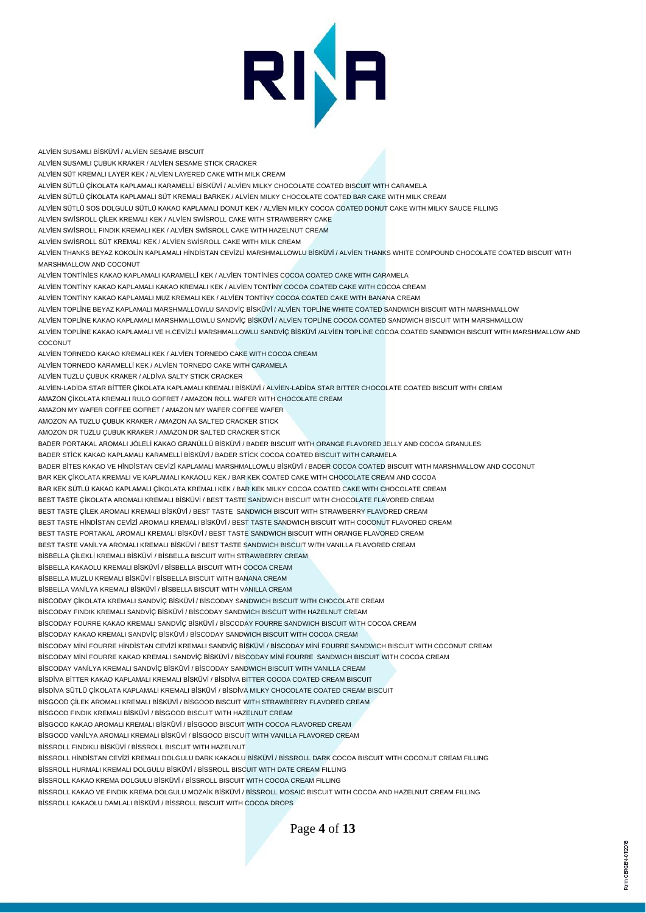ALVİEN SUSAMLI BİSKÜVİ / ALVİEN SESAME BISCUIT

ALVİEN SUSAMLI ÇUBUK KRAKER / ALVİEN SESAME STICK CRACKER

ALVİEN SÜT KREMALI LAYER KEK / ALVİEN LAYERED CAKE WITH MILK CREAM

ALVİEN SÜTLÜ ÇİKOLATA KAPLAMALI KARAMELLİ BİSKÜVİ / ALVİEN MILKY CHOCOLATE COATED BISCUIT WITH CARAMELA

ALVİEN SÜTLÜ ÇİKOLATA KAPLAMALI SÜT KREMALI BARKEK / ALVİEN MILKY CHOCOLATE COATED BAR CAKE WITH MILK CREAM

ALVİEN SÜTLÜ SOS DOLGULU SÜTLÜ KAKAO KAPLAMALI DONUT KEK / ALVİEN MILKY COCOA COATED DONUT CAKE WITH MILKY SAUCE FILLING

ALVİEN SWİSROLL ÇİLEK KREMALI KEK / ALVİEN SWİSROLL CAKE WITH STRAWBERRY CAKE

ALVİEN SWİSROLL FINDIK KREMALI KEK / ALVİEN SWİSROLL CAKE WITH HAZELNUT CREAM

ALVİEN SWİSROLL SÜT KREMALI KEK / ALVİEN SWİSROLL CAKE WITH MILK CREAM

ALVİEN THANKS BEYAZ KOKOLİN KAPLAMALI HİNDİSTAN CEVİZLİ MARSHMALLOWLU BİSKÜVİ / ALVİEN THANKS WHITE COMPOUND CHOCOLATE COATED BISCUIT WITH MARSHMALLOW AND COCONUT

ALVİEN TONTİNİES KAKAO KAPLAMALI KARAMELLİ KEK / ALVİEN TONTİNİES COCOA COATED CAKE WITH CARAMELA

ALVİEN TONTİNY KAKAO KAPLAMALI KAKAO KREMALI KEK / ALVİEN TONTİNY COCOA COATED CAKE WITH COCOA CREAM

ALVİEN TONTİNY KAKAO KAPLAMALI MUZ KREMALI KEK / ALVİEN TONTİNY COCOA COATED CAKE WITH BANANA CREAM

ALVİEN TOPLİNE BEYAZ KAPLAMALI MARSHMALLOWLU SANDVİÇ BİSKÜVİ / ALVİEN TOPLİNE WHITE COATED SANDWICH BISCUIT WITH MARSHMALLOW

ALVİEN TOPLİNE KAKAO KAPLAMALI MARSHMALLOWLU SANDVİÇ BİSKÜVİ / ALVİEN TOPLİNE COCOA COATED SANDWICH BISCUIT WITH MARSHMALLOW

ALVİEN TOPLİNE KAKAO KAPLAMALI VE H.CEVİZLİ MARSHMALLOWLU SANDVİÇ BİSKÜVİ /ALVİEN TOPLİNE COCOA COATED SANDWICH BISCUIT WITH MARSHMALLOW AND COCONUT

ALVİEN TORNEDO KAKAO KREMALI KEK / ALVİEN TORNEDO CAKE WITH COCOA CREAM

ALVİEN TORNEDO KARAMELLİ KEK / ALVİEN TORNEDO CAKE WITH CARAMELA

ALVİEN TUZLU ÇUBUK KRAKER / ALDİVA SALTY STICK CRACKER

ALVİEN-LADİDA STAR BİTTER ÇİKOLATA KAPLAMALI KREMALI BİSKÜVİ / ALVİEN-LADİDA STAR BITTER CHOCOLATE COATED BISCUIT WITH CREAM

AMAZON ÇİKOLATA KREMALI RULO GOFRET / AMAZON ROLL WAFER WITH CHOCOLATE CREAM

AMAZON MY WAFER COFFEE GOFRET / AMAZON MY WAFER COFFEE WAFER

AMOZON AA TUZLU ÇUBUK KRAKER / AMAZON AA SALTED CRACKER STICK

AMOZON DR TUZLU ÇUBUK KRAKER / AMAZON DR SALTED CRACKER STICK

BADER PORTAKAL AROMALI JÖLELİ KAKAO GRANÜLLÜ BİSKÜVİ / BADER BISCUIT WITH ORANGE FLAVORED JELLY AND COCOA GRANULES

BADER STİCK KAKAO KAPLAMALI KARAMELLİ BİSKÜVİ / BADER STİCK COCOA COATED BISCUIT WITH CARAMELA

BADER BİTES KAKAO VE HİNDİSTAN CEVİZİ KAPLAMALI MARSHMALLOWLU BİSKÜVİ / BADER COCOA COATED BISCUIT WITH MARSHMALLOW AND COCONUT

BAR KEK ÇİKOLATA KREMALI VE KAPLAMALI KAKAOLU KEK / BAR KEK COATED CAKE WITH CHOCOLATE CREAM AND COCOA

BAR KEK SÜTLÜ KAKAO KAPLAMALI ÇİKOLATA KREMALI KEK / BAR KEK MILKY COCOA COATED CAKE WITH CHOCOLATE CREAM

BEST TASTE ÇİKOLATA AROMALI KREMALI BİSKÜVİ / BEST TASTE SANDWICH BISCUIT WITH CHOCOLATE FLAVORED CREAM

BEST TASTE ÇİLEK AROMALI KREMALI BİSKÜVİ / BEST TASTE  SANDWICH BISCUIT WITH STRAWBERRY FLAVORED CREAM

BEST TASTE HİNDİSTAN CEVİZİ AROMALI KREMALI BİSKÜVİ / BEST TASTE SANDWICH BISCUIT WITH COCONUT FLAVORED CREAM

BEST TASTE PORTAKAL AROMALI KREMALI BİSKÜVİ / BEST TASTE SANDWICH BISCUIT WITH ORANGE FLAVORED CREAM

BEST TASTE VANİLYA AROMALI KREMALI BİSKÜVİ / BEST TASTE SANDWICH BISCUIT WITH VANILLA FLAVORED CREAM

BİSBELLA ÇİLEKLİ KREMALI BİSKÜVİ / BİSBELLA BISCUIT WITH STRAWBERRY CREAM

BİSBELLA KAKAOLU KREMALI BİSKÜVİ / BİSBELLA BISCUIT WITH COCOA CREAM

BİSBELLA MUZLU KREMALI BİSKÜVİ / BİSBELLA BISCUIT WITH BANANA CREAM

BİSBELLA VANİLYA KREMALI BİSKÜVİ / BİSBELLA BISCUIT WITH VANILLA CREAM

BİSCODAY ÇİKOLATA KREMALI SANDVİÇ BİSKÜVİ / BİSCODAY SANDWICH BISCUIT WITH CHOCOLATE CREAM

BİSCODAY FINDIK KREMALI SANDVİÇ BİSKÜVİ / BİSCODAY SANDWICH BISCUIT WITH HAZELNUT CREAM

BİSCODAY FOURRE KAKAO KREMALI SANDVİÇ BİSKÜVİ / BİSCODAY FOURRE SANDWICH BISCUIT WITH COCOA CREAM

BİSCODAY KAKAO KREMALI SANDVİÇ BİSKÜVİ / BİSCODAY SANDWICH BISCUIT WITH COCOA CREAM

BİSCODAY MİNİ FOURRE HİNDİSTAN CEVİZİ KREMALI SANDVİÇ BİSKÜVİ / BİSCODAY MİNİ FOURRE SANDWICH BISCUIT WITH COCONUT CREAM

BİSCODAY MİNİ FOURRE KAKAO KREMALI SANDVİÇ BİSKÜVİ / BİSCODAY MİNİ FOURRE  SANDWICH BISCUIT WITH COCOA CREAM

BİSCODAY VANİLYA KREMALI SANDVİÇ BİSKÜVİ / BİSCODAY SANDWICH BISCUIT WITH VANILLA CREAM

BİSDİVA BİTTER KAKAO KAPLAMALI KREMALI BİSKÜVİ / BİSDİVA BITTER COCOA COATED CREAM BISCUIT

BİSDİVA SÜTLÜ ÇİKOLATA KAPLAMALI KREMALI BİSKÜVİ / BİSDİVA MILKY CHOCOLATE COATED CREAM BISCUIT

BİSGOOD ÇİLEK AROMALI KREMALI BİSKÜVİ / BİSGOOD BISCUIT WITH STRAWBERRY FLAVORED CREAM

BİSGOOD FINDIK KREMALI BİSKÜVİ / BİSGOOD BISCUIT WITH HAZELNUT CREAM

BİSGOOD KAKAO AROMALI KREMALI BİSKÜVİ / BİSGOOD BISCUIT WITH COCOA FLAVORED CREAM

BİSGOOD VANİLYA AROMALI KREMALI BİSKÜVİ / BİSGOOD BISCUIT WITH VANILLA FLAVORED CREAM

BİSSROLL FINDIKLI BİSKÜVİ / BİSSROLL BISCUIT WITH HAZELNUT

BİSSROLL HİNDİSTAN CEVİZİ KREMALI DOLGULU DARK KAKAOLU BİSKÜVİ / BİSSROLL DARK COCOA BISCUIT WITH COCONUT CREAM FILLING

BİSSROLL HURMALI KREMALI DOLGULU BİSKÜVİ / BİSSROLL BISCUIT WITH DATE CREAM FILLING

BİSSROLL KAKAO KREMA DOLGULU BİSKÜVİ / BİSSROLL BISCUIT WITH COCOA CREAM FILLING

BİSSROLL KAKAO VE FINDIK KREMA DOLGULU MOZAİK BİSKÜVİ / BİSSROLL MOSAIC BISCUIT WITH COCOA AND HAZELNUT CREAM FILLING

BİSSROLL KAKAOLU DAMLALI BİSKÜVİ / BİSSROLL BISCUIT WITH COCOA DROPS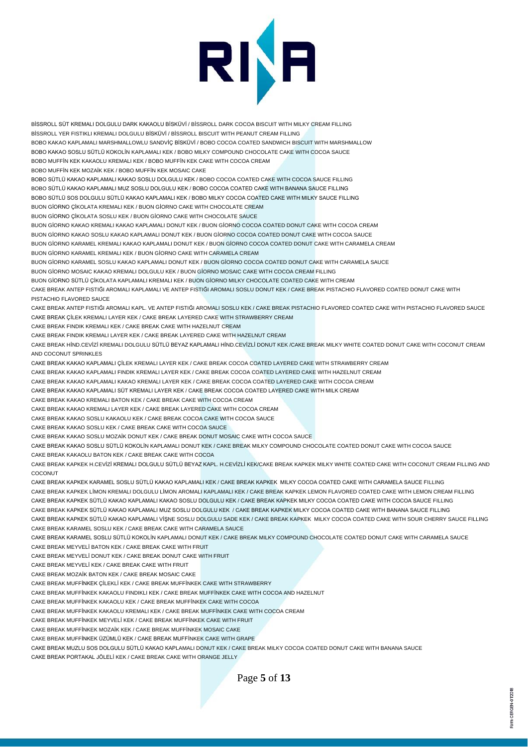BİSSROLL SÜT KREMALI DOLGULU DARK KAKAOLU BİSKÜVİ / BİSSROLL DARK COCOA BISCUIT WITH MILKY CREAM FILLING

BİSSROLL YER FISTIKLI KREMALI DOLGULU BİSKÜVİ / BİSSROLL BISCUIT WITH PEANUT CREAM FILLING

BOBO KAKAO KAPLAMALI MARSHMALLOWLU SANDVİÇ BİSKÜVİ / BOBO COCOA COATED SANDWICH BISCUIT WITH MARSHMALLOW

BOBO KAKAO SOSLU SÜTLÜ KOKOLİN KAPLAMALI KEK / BOBO MILKY COMPOUND CHOCOLATE CAKE WITH COCOA SAUCE

BOBO MUFFİN KEK KAKAOLU KREMALI KEK / BOBO MUFFİN KEK CAKE WITH COCOA CREAM

BOBO MUFFİN KEK MOZAİK KEK / BOBO MUFFİN KEK MOSAIC CAKE

BOBO SÜTLÜ KAKAO KAPLAMALI KAKAO SOSLU DOLGULU KEK / BOBO COCOA COATED CAKE WITH COCOA SAUCE FILLING

BOBO SÜTLÜ KAKAO KAPLAMALI MUZ SOSLU DOLGULU KEK / BOBO COCOA COATED CAKE WITH BANANA SAUCE FILLING

BOBO SÜTLÜ SOS DOLGULU SÜTLÜ KAKAO KAPLAMALI KEK / BOBO MILKY COCOA COATED CAKE WITH MILKY SAUCE FILLING

BUON GİORNO ÇİKOLATA KREMALI KEK / BUON GİORNO CAKE WITH CHOCOLATE CREAM

BUON GİORNO ÇİKOLATA SOSLU KEK / BUON GİORNO CAKE WITH CHOCOLATE SAUCE

BUON GİORNO KAKAO KREMALI KAKAO KAPLAMALI DONUT KEK / BUON GİORNO COCOA COATED DONUT CAKE WITH COCOA CREAM

BUON GİORNO KAKAO SOSLU KAKAO KAPLAMALI DONUT KEK / BUON GİORNO COCOA COATED DONUT CAKE WITH COCOA SAUCE

BUON GİORNO KARAMEL KREMALI KAKAO KAPLAMALI DONUT KEK / BUON GİORNO COCOA COATED DONUT CAKE WITH CARAMELA CREAM

BUON GİORNO KARAMEL KREMALI KEK / BUON GİORNO CAKE WITH CARAMELA CREAM

BUON GİORNO KARAMEL SOSLU KAKAO KAPLAMALI DONUT KEK / BUON GİORNO COCOA COATED DONUT CAKE WITH CARAMELA SAUCE

BUON GİORNO MOSAIC KAKAO KREMALI DOLGULU KEK / BUON GİORNO MOSAIC CAKE WITH COCOA CREAM FILLING

BUON GİORNO SÜTLÜ ÇİKOLATA KAPLAMALI KREMALI KEK / BUON GİORNO MILKY CHOCOLATE COATED CAKE WITH CREAM

CAKE BREAK ANTEP FISTIĞI AROMALI KAPLAMALI VE ANTEP FISTIĞI AROMALI SOSLU DONUT KEK / CAKE BREAK PISTACHIO FLAVORED COATED DONUT CAKE WITH PISTACHIO FLAVORED SAUCE

CAKE BREAK ANTEP FISTIĞI AROMALI KAPL. VE ANTEP FISTIĞI AROMALI SOSLU KEK / CAKE BREAK PISTACHIO FLAVORED COATED CAKE WITH PISTACHIO FLAVORED SAUCE

CAKE BREAK ÇİLEK KREMALI LAYER KEK / CAKE BREAK LAYERED CAKE WITH STRAWBERRY CREAM

CAKE BREAK FINDIK KREMALI KEK / CAKE BREAK CAKE WITH HAZELNUT CREAM

CAKE BREAK FINDIK KREMALI LAYER KEK / CAKE BREAK LAYERED CAKE WITH HAZELNUT CREAM

CAKE BREAK HİND.CEVİZİ KREMALI DOLGULU SÜTLÜ BEYAZ KAPLAMALI HİND.CEVİZLİ DONUT KEK /CAKE BREAK MILKY WHITE COATED DONUT CAKE WITH COCONUT CREAM AND COCONUT SPRINKLES

CAKE BREAK KAKAO KAPLAMALI ÇİLEK KREMALI LAYER KEK / CAKE BREAK COCOA COATED LAYERED CAKE WITH STRAWBERRY CREAM

CAKE BREAK KAKAO KAPLAMALI FINDIK KREMALI LAYER KEK / CAKE BREAK COCOA COATED LAYERED CAKE WITH HAZELNUT CREAM

CAKE BREAK KAKAO KAPLAMALI KAKAO KREMALI LAYER KEK / CAKE BREAK COCOA COATED LAYERED CAKE WITH COCOA CREAM

CAKE BREAK KAKAO KAPLAMALI SÜT KREMALI LAYER KEK / CAKE BREAK COCOA COATED LAYERED CAKE WITH MILK CREAM

CAKE BREAK KAKAO KREMALI BATON KEK / CAKE BREAK CAKE WITH COCOA CREAM

CAKE BREAK KAKAO KREMALI LAYER KEK / CAKE BREAK LAYERED CAKE WITH COCOA CREAM

CAKE BREAK KAKAO SOSLU KAKAOLU KEK / CAKE BREAK COCOA CAKE WITH COCOA SAUCE

CAKE BREAK KAKAO SOSLU KEK / CAKE BREAK CAKE WITH COCOA SAUCE

CAKE BREAK KAKAO SOSLU MOZAİK DONUT KEK / CAKE BREAK DONUT MOSAIC CAKE WITH COCOA SAUCE

CAKE BREAK KAKAO SOSLU SÜTLÜ KOKOLİN KAPLAMALI DONUT KEK / CAKE BREAK MILKY COMPOUND CHOCOLATE COATED DONUT CAKE WITH COCOA SAUCE

CAKE BREAK KAKAOLU BATON KEK / CAKE BREAK CAKE WITH COCOA

CAKE BREAK KAPKEK H.CEVİZİ KREMALI DOLGULU SÜTLÜ BEYAZ KAPL. H.CEVİZLİ KEK/CAKE BREAK KAPKEK MILKY WHITE COATED CAKE WITH COCONUT CREAM FILLING AND COCONUT

CAKE BREAK KAPKEK KARAMEL SOSLU SÜTLÜ KAKAO KAPLAMALI KEK / CAKE BREAK KAPKEK MILKY COCOA COATED CAKE WITH CARAMELA SAUCE FILLING

CAKE BREAK KAPKEK LİMON KREMALI DOLGULU LİMON AROMALI KAPLAMALI KEK / CAKE BREAK KAPKEK LEMON FLAVORED COATED CAKE WITH LEMON CREAM FILLING

CAKE BREAK KAPKEK SÜTLÜ KAKAO KAPLAMALI KAKAO SOSLU DOLGULU KEK / CAKE BREAK KAPKEK MILKY COCOA COATED CAKE WITH COCOA SAUCE FILLING

CAKE BREAK KAPKEK SÜTLÜ KAKAO KAPLAMALI MUZ SOSLU DOLGULU KEK / CAKE BREAK KAPKEK MILKY COCOA COATED CAKE WITH BANANA SAUCE FILLING

CAKE BREAK KAPKEK SÜTLÜ KAKAO KAPLAMALI VİŞNE SOSLU DOLGULU SADE KEK / CAKE BREAK KAPKEK MILKY COCOA COATED CAKE WITH SOUR CHERRY SAUCE FILLING

CAKE BREAK KARAMEL SOSLU KEK / CAKE BREAK CAKE WITH CARAMELA SAUCE

CAKE BREAK KARAMEL SOSLU SÜTLÜ KOKOLİN KAPLAMALI DONUT KEK / CAKE BREAK MILKY COMPOUND CHOCOLATE COATED DONUT CAKE WITH CARAMELA SAUCE

CAKE BREAK MEYVELİ BATON KEK / CAKE BREAK CAKE WITH FRUIT

CAKE BREAK MEYVELİ DONUT KEK / CAKE BREAK DONUT CAKE WITH FRUIT

CAKE BREAK MEYVELİ KEK / CAKE BREAK CAKE WITH FRUIT

CAKE BREAK MOZAİK BATON KEK / CAKE BREAK MOSAIC CAKE

CAKE BREAK MUFFİNKEK ÇİLEKLİ KEK / CAKE BREAK MUFFİNKEK CAKE WITH STRAWBERRY

CAKE BREAK MUFFİNKEK KAKAOLU FINDIKLI KEK / CAKE BREAK MUFFİNKEK CAKE WITH COCOA AND HAZELNUT

CAKE BREAK MUFFİNKEK KAKAOLU KEK / CAKE BREAK MUFFİNKEK CAKE WITH COCOA

CAKE BREAK MUFFİNKEK KAKAOLU KREMALI KEK / CAKE BREAK MUFFİNKEK CAKE WITH COCOA CREAM

CAKE BREAK MUFFİNKEK MEYVELİ KEK / CAKE BREAK MUFFİNKEK CAKE WITH FRUIT

CAKE BREAK MUFFİNKEK MOZAİK KEK / CAKE BREAK MUFFİNKEK MOSAIC CAKE

CAKE BREAK MUFFİNKEK ÜZÜMLÜ KEK / CAKE BREAK MUFFİNKEK CAKE WITH GRAPE

CAKE BREAK MUZLU SOS DOLGULU SÜTLÜ KAKAO KAPLAMALI DONUT KEK / CAKE BREAK MILKY COCOA COATED DONUT CAKE WITH BANANA SAUCE

CAKE BREAK PORTAKAL JÖLELİ KEK / CAKE BREAK CAKE WITH ORANGE JELLY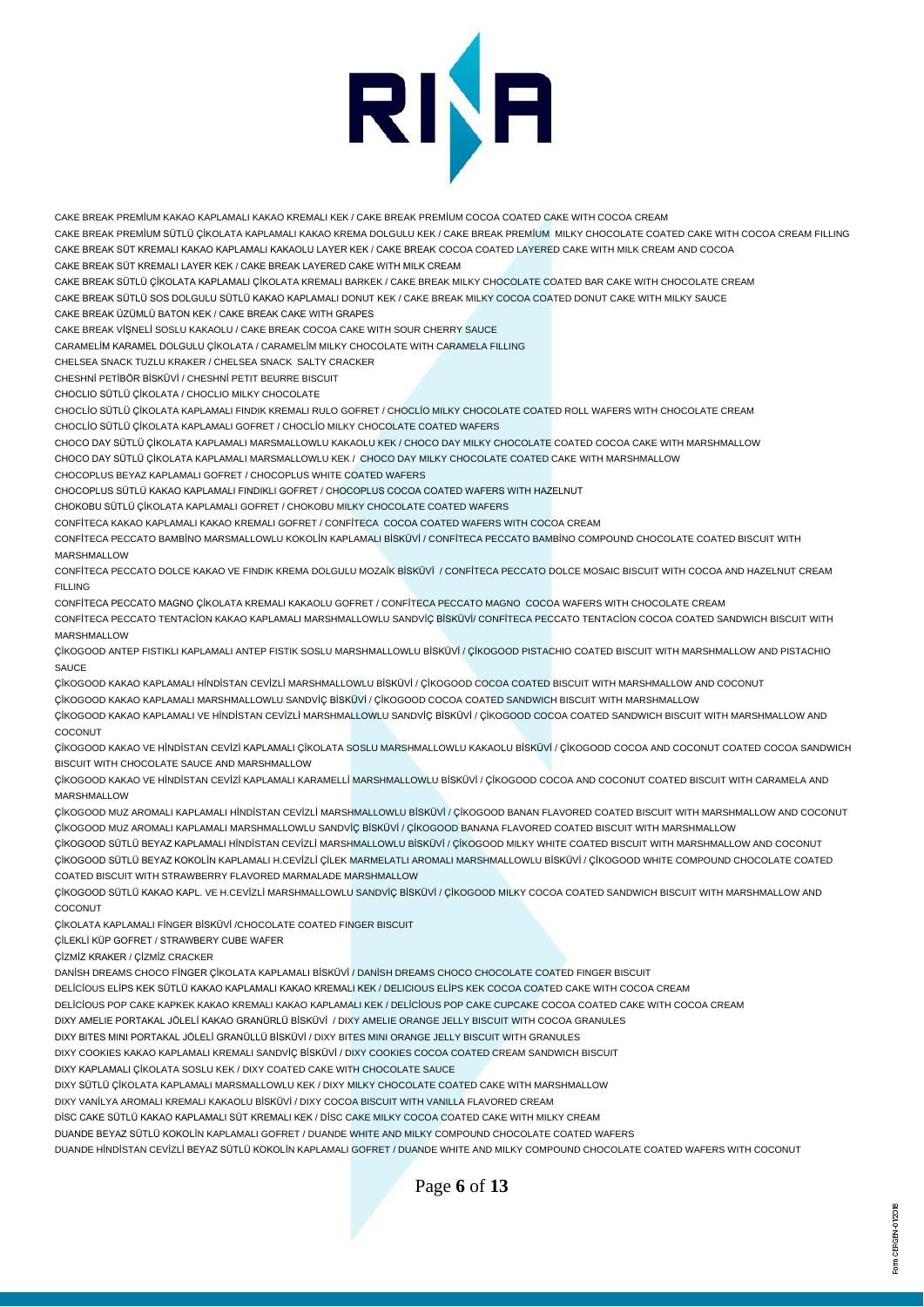CAKE BREAK PREMİUM KAKAO KAPLAMALI KAKAO KREMALI KEK / CAKE BREAK PREMİUM COCOA COATED CAKE WITH COCOA CREAM

CAKE BREAK PREMİUM SÜTLÜ ÇİKOLATA KAPLAMALI KAKAO KREMA DOLGULU KEK / CAKE BREAK PREMİUM MILKY CHOCOLATE COATED CAKE WITH COCOA CREAM FILLING

CAKE BREAK SÜT KREMALI KAKAO KAPLAMALI KAKAOLU LAYER KEK / CAKE BREAK COCOA COATED LAYERED CAKE WITH MILK CREAM AND COCOA

CAKE BREAK SÜT KREMALI LAYER KEK / CAKE BREAK LAYERED CAKE WITH MILK CREAM

CAKE BREAK SÜTLÜ ÇİKOLATA KAPLAMALI ÇİKOLATA KREMALI BARKEK / CAKE BREAK MILKY CHOCOLATE COATED BAR CAKE WITH CHOCOLATE CREAM

CAKE BREAK SÜTLÜ SOS DOLGULU SÜTLÜ KAKAO KAPLAMALI DONUT KEK / CAKE BREAK MILKY COCOA COATED DONUT CAKE WITH MILKY SAUCE

CAKE BREAK ÜZÜMLÜ BATON KEK / CAKE BREAK CAKE WITH GRAPES

CAKE BREAK VİŞNELİ SOSLU KAKAOLU / CAKE BREAK COCOA CAKE WITH SOUR CHERRY SAUCE

CARAMELİM KARAMEL DOLGULU ÇİKOLATA / CARAMELİM MILKY CHOCOLATE WITH CARAMELA FILLING

CHELSEA SNACK TUZLU KRAKER / CHELSEA SNACK SALTY CRACKER

CHESHNİ PETİBÖR BİSKÜVİ / CHESHNİ PETIT BEURRE BISCUIT

CHOCLIO SÜTLÜ ÇİKOLATA / CHOCLIO MILKY CHOCOLATE

CHOCLİO SÜTLÜ ÇİKOLATA KAPLAMALI FINDIK KREMALI RULO GOFRET / CHOCLİO MILKY CHOCOLATE COATED ROLL WAFERS WITH CHOCOLATE CREAM

CHOCLİO SÜTLÜ ÇİKOLATA KAPLAMALI GOFRET / CHOCLİO MILKY CHOCOLATE COATED WAFERS

CHOCO DAY SÜTLÜ ÇİKOLATA KAPLAMALI MARSMALLOWLU KAKAOLU KEK / CHOCO DAY MILKY CHOCOLATE COATED COCOA CAKE WITH MARSHMALLOW

CHOCO DAY SÜTLÜ ÇİKOLATA KAPLAMALI MARSMALLOWLU KEK / CHOCO DAY MILKY CHOCOLATE COATED CAKE WITH MARSHMALLOW

CHOCOPLUS BEYAZ KAPLAMALI GOFRET / CHOCOPLUS WHITE COATED WAFERS

CHOCOPLUS SÜTLÜ KAKAO KAPLAMALI FINDIKLI GOFRET / CHOCOPLUS COCOA COATED WAFERS WITH HAZELNUT

CHOKOBU SÜTLÜ ÇİKOLATA KAPLAMALI GOFRET / CHOKOBU MILKY CHOCOLATE COATED WAFERS

CONFİTECA KAKAO KAPLAMALI KAKAO KREMALI GOFRET / CONFİTECA COCOA COATED WAFERS WITH COCOA CREAM

CONFİTECA PECCATO BAMBİNO MARSMALLOWLU KOKOLİN KAPLAMALI BİSKÜVİ / CONFİTECA PECCATO BAMBİNO COMPOUND CHOCOLATE COATED BISCUIT WITH MARSHMALLOW

CONFİTECA PECCATO DOLCE KAKAO VE FINDIK KREMA DOLGULU MOZAİK BİSKÜVİ / CONFİTECA PECCATO DOLCE MOSAIC BISCUIT WITH COCOA AND HAZELNUT CREAM FILLING

CONFİTECA PECCATO MAGNO ÇİKOLATA KREMALI KAKAOLU GOFRET / CONFİTECA PECCATO MAGNO COCOA WAFERS WITH CHOCOLATE CREAM

CONFİTECA PECCATO TENTACİON KAKAO KAPLAMALI MARSHMALLOWLU SANDVİÇ BİSKÜVİ/ CONFİTECA PECCATO TENTACİON COCOA COATED SANDWICH BISCUIT WITH MARSHMALLOW

ÇİKOGOOD ANTEP FISTIKLI KAPLAMALI ANTEP FISTIK SOSLU MARSHMALLOWLU BİSKÜVİ / ÇİKOGOOD PISTACHIO COATED BISCUIT WITH MARSHMALLOW AND PISTACHIO SAUCE

ÇİKOGOOD KAKAO KAPLAMALI HİNDİSTAN CEVİZLİ MARSHMALLOWLU BİSKÜVİ / ÇİKOGOOD COCOA COATED BISCUIT WITH MARSHMALLOW AND COCONUT

ÇİKOGOOD KAKAO KAPLAMALI MARSHMALLOWLU SANDVİÇ BİSKÜVİ / ÇİKOGOOD COCOA COATED SANDWICH BISCUIT WITH MARSHMALLOW

ÇİKOGOOD KAKAO KAPLAMALI VE HİNDİSTAN CEVİZLİ MARSHMALLOWLU SANDVİÇ BİSKÜVİ / ÇİKOGOOD COCOA COATED SANDWICH BISCUIT WITH MARSHMALLOW AND COCONUT

ÇİKOGOOD KAKAO VE HİNDİSTAN CEVİZİ KAPLAMALI ÇİKOLATA SOSLU MARSHMALLOWLU KAKAOLU BİSKÜVİ / ÇİKOGOOD COCOA AND COCONUT COATED COCOA SANDWICH BISCUIT WITH CHOCOLATE SAUCE AND MARSHMALLOW

ÇİKOGOOD KAKAO VE HİNDİSTAN CEVİZİ KAPLAMALI KARAMELLİ MARSHMALLOWLU BİSKÜVİ / ÇİKOGOOD COCOA AND COCONUT COATED BISCUIT WITH CARAMELA AND MARSHMALLOW

ÇİKOGOOD MUZ AROMALI KAPLAMALI HİNDİSTAN CEVİZLİ MARSHMALLOWLU BİSKÜVİ / ÇİKOGOOD BANAN FLAVORED COATED BISCUIT WITH MARSHMALLOW AND COCONUT

ÇİKOGOOD MUZ AROMALI KAPLAMALI MARSHMALLOWLU SANDVİÇ BİSKÜVİ / ÇİKOGOOD BANANA FLAVORED COATED BISCUIT WITH MARSHMALLOW

ÇİKOGOOD SÜTLÜ BEYAZ KAPLAMALI HİNDİSTAN CEVİZLİ MARSHMALLOWLU BİSKÜVİ / ÇİKOGOOD MILKY WHITE COATED BISCUIT WITH MARSHMALLOW AND COCONUT

ÇİKOGOOD SÜTLÜ BEYAZ KOKOLİN KAPLAMALI H.CEVİZLİ ÇİLEK MARMELATLI AROMALI MARSHMALLOWLU BİSKÜVİ / ÇİKOGOOD WHITE COMPOUND CHOCOLATE COATED COATED BISCUIT WITH STRAWBERRY FLAVORED MARMALADE MARSHMALLOW

ÇİKOGOOD SÜTLÜ KAKAO KAPL. VE H.CEVİZLİ MARSHMALLOWLU SANDVİÇ BİSKÜVİ / ÇİKOGOOD MILKY COCOA COATED SANDWICH BISCUIT WITH MARSHMALLOW AND COCONUT

ÇİKOLATA KAPLAMALI FİNGER BİSKÜVİ /CHOCOLATE COATED FINGER BISCUIT

ÇİLEKLİ KÜP GOFRET / STRAWBERY CUBE WAFER

ÇİZMİZ KRAKER / ÇİZMİZ CRACKER

DANİSH DREAMS CHOCO FİNGER ÇİKOLATA KAPLAMALI BİSKÜVİ / DANİSH DREAMS CHOCO CHOCOLATE COATED FINGER BISCUIT

DELİCİOUS ELİPS KEK SÜTLÜ KAKAO KAPLAMALI KAKAO KREMALI KEK / DELICIOUS ELİPS KEK COCOA COATED CAKE WITH COCOA CREAM

DELİCİOUS POP CAKE KAPKEK KAKAO KREMALI KAKAO KAPLAMALI KEK / DELİCİOUS POP CAKE CUPCAKE COCOA COATED CAKE WITH COCOA CREAM

DIXY AMELIE PORTAKAL JÖLELİ KAKAO GRANÜRLÜ BİSKÜVİ / DIXY AMELIE ORANGE JELLY BISCUIT WITH COCOA GRANULES

DIXY BITES MINI PORTAKAL JÖLELİ GRANÜLLÜ BİSKÜVİ / DIXY BITES MINI ORANGE JELLY BISCUIT WITH GRANULES

DIXY COOKIES KAKAO KAPLAMALI KREMALI SANDVİÇ BİSKÜVİ / DIXY COOKIES COCOA COATED CREAM SANDWICH BISCUIT

DIXY KAPLAMALI ÇİKOLATA SOSLU KEK / DIXY COATED CAKE WITH CHOCOLATE SAUCE

DIXY SÜTLÜ ÇİKOLATA KAPLAMALI MARSMALLOWLU KEK / DIXY MILKY CHOCOLATE COATED CAKE WITH MARSHMALLOW

DIXY VANİLYA AROMALI KREMALI KAKAOLU BİSKÜVİ / DIXY COCOA BISCUIT WITH VANILLA FLAVORED CREAM

DİSC CAKE SÜTLÜ KAKAO KAPLAMALI SÜT KREMALI KEK / DİSC CAKE MILKY COCOA COATED CAKE WITH MILKY CREAM

DUANDE BEYAZ SÜTLÜ KOKOLİN KAPLAMALI GOFRET / DUANDE WHITE AND MILKY COMPOUND CHOCOLATE COATED WAFERS

DUANDE HİNDİSTAN CEVİZLİ BEYAZ SÜTLÜ KOKOLİN KAPLAMALI GOFRET / DUANDE WHITE AND MILKY COMPOUND CHOCOLATE COATED WAFERS WITH COCONUT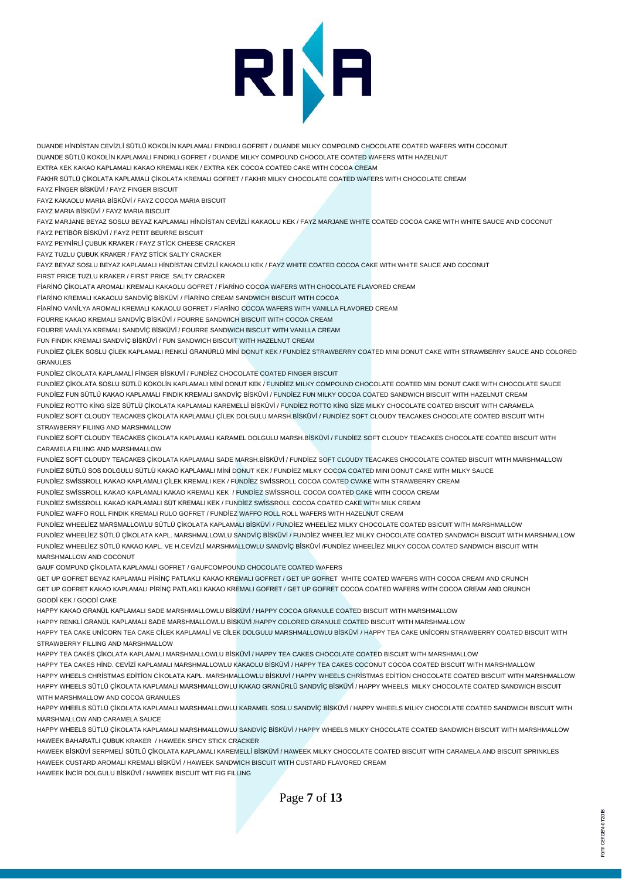DUANDE HİNDİSTAN CEVİZLİ SÜTLÜ KOKOLİN KAPLAMALI FINDIKLI GOFRET / DUANDE MILKY COMPOUND CHOCOLATE COATED WAFERS WITH COCONUT

DUANDE SÜTLÜ KOKOLİN KAPLAMALI FINDIKLI GOFRET / DUANDE MILKY COMPOUND CHOCOLATE COATED WAFERS WITH HAZELNUT

EXTRA KEK KAKAO KAPLAMALI KAKAO KREMALI KEK / EXTRA KEK COCOA COATED CAKE WITH COCOA CREAM

FAKHR SÜTLÜ ÇİKOLATA KAPLAMALI ÇİKOLATA KREMALI GOFRET / FAKHR MILKY CHOCOLATE COATED WAFERS WITH CHOCOLATE CREAM

FAYZ FİNGER BİSKÜVİ / FAYZ FINGER BISCUIT

FAYZ KAKAOLU MARIA BİSKÜVİ / FAYZ COCOA MARIA BISCUIT

FAYZ MARIA BİSKÜVİ / FAYZ MARIA BISCUIT

FAYZ MARJANE BEYAZ SOSLU BEYAZ KAPLAMALI HİNDİSTAN CEVİZLİ KAKAOLU KEK / FAYZ MARJANE WHITE COATED COCOA CAKE WITH WHITE SAUCE AND COCONUT

FAYZ PETİBÖR BİSKÜVİ / FAYZ PETIT BEURRE BISCUIT

FAYZ PEYNİRLİ ÇUBUK KRAKER / FAYZ STİCK CHEESE CRACKER

FAYZ TUZLU ÇUBUK KRAKER / FAYZ STİCK SALTY CRACKER

FAYZ BEYAZ SOSLU BEYAZ KAPLAMALI HİNDİSTAN CEVİZLİ KAKAOLU KEK / FAYZ WHITE COATED COCOA CAKE WITH WHITE SAUCE AND COCONUT

FIRST PRICE TUZLU KRAKER / FIRST PRICE SALTY CRACKER

FİARİNO ÇİKOLATA AROMALI KREMALI KAKAOLU GOFRET / FİARİNO COCOA WAFERS WITH CHOCOLATE FLAVORED CREAM

FİARİNO KREMALI KAKAOLU SANDVİÇ BİSKÜVİ / FİARİNO CREAM SANDWICH BISCUIT WITH COCOA

FİARİNO VANİLYA AROMALI KREMALI KAKAOLU GOFRET / FİARİNO COCOA WAFERS WITH VANILLA FLAVORED CREAM

FOURRE KAKAO KREMALI SANDVİÇ BİSKÜVİ / FOURRE SANDWICH BISCUIT WITH COCOA CREAM

FOURRE VANİLYA KREMALI SANDVİÇ BİSKÜVİ / FOURRE SANDWICH BISCUIT WITH VANILLA CREAM

FUN FINDIK KREMALI SANDVİÇ BİSKÜVİ / FUN SANDWICH BISCUIT WITH HAZELNUT CREAM

FUNDİEZ ÇİLEK SOSLU ÇİLEK KAPLAMALI RENKLİ GRANÜRLÜ MİNİ DONUT KEK / FUNDİEZ STRAWBERRY COATED MINI DONUT CAKE WITH STRAWBERRY SAUCE AND COLORED GRANULES

FUNDİEZ CİKOLATA KAPLAMALİ FİNGER BİSKUVİ / FUNDİEZ CHOCOLATE COATED FINGER BISCUIT

FUNDİEZ ÇİKOLATA SOSLU SÜTLÜ KOKOLİN KAPLAMALI MİNİ DONUT KEK / FUNDİEZ MILKY COMPOUND CHOCOLATE COATED MINI DONUT CAKE WITH CHOCOLATE SAUCE

FUNDİEZ FUN SÜTLÜ KAKAO KAPLAMALI FINDIK KREMALI SANDVİÇ BİSKÜVİ / FUNDİEZ FUN MILKY COCOA COATED SANDWICH BISCUIT WITH HAZELNUT CREAM

FUNDİEZ ROTTO KİNG SİZE SÜTLÜ ÇİKOLATA KAPLAMALI KAREMELLİ BİSKÜVİ / FUNDİEZ ROTTO KİNG SİZE MILKY CHOCOLATE COATED BISCUIT WITH CARAMELA

FUNDİEZ SOFT CLOUDY TEACAKES ÇİKOLATA KAPLAMALI ÇİLEK DOLGULU MARSH.BİSKÜVİ / FUNDİEZ SOFT CLOUDY TEACAKES CHOCOLATE COATED BISCUIT WITH STRAWBERRY FILIING AND MARSHMALLOW

FUNDİEZ SOFT CLOUDY TEACAKES ÇİKOLATA KAPLAMALI KARAMEL DOLGULU MARSH.BİSKÜVİ / FUNDİEZ SOFT CLOUDY TEACAKES CHOCOLATE COATED BISCUIT WITH CARAMELA FILIING AND MARSHMALLOW

FUNDİEZ SOFT CLOUDY TEACAKES ÇİKOLATA KAPLAMALI SADE MARSH.BİSKÜVİ / FUNDİEZ SOFT CLOUDY TEACAKES CHOCOLATE COATED BISCUIT WITH MARSHMALLOW

FUNDİEZ SÜTLÜ SOS DOLGULU SÜTLÜ KAKAO KAPLAMALI MİNİ DONUT KEK / FUNDİEZ MILKY COCOA COATED MINI DONUT CAKE WITH MILKY SAUCE

FUNDİEZ SWİSSROLL KAKAO KAPLAMALI ÇİLEK KREMALI KEK / FUNDİEZ SWİSSROLL COCOA COATED CVAKE WITH STRAWBERRY CREAM

FUNDİEZ SWİSSROLL KAKAO KAPLAMALI KAKAO KREMALI KEK / FUNDİEZ SWİSSROLL COCOA COATED CAKE WITH COCOA CREAM

FUNDİEZ SWİSSROLL KAKAO KAPLAMALI SÜT KREMALI KEK / FUNDİEZ SWİSSROLL COCOA COATED CAKE WITH MILK CREAM

FUNDİEZ WAFFO ROLL FINDIK KREMALI RULO GOFRET / FUNDİEZ WAFFO ROLL ROLL WAFERS WITH HAZELNUT CREAM

FUNDİEZ WHEELİEZ MARSMALLOWLU SÜTLÜ ÇİKOLATA KAPLAMALI BİSKÜVİ / FUNDİEZ WHEELİEZ MILKY CHOCOLATE COATED BSICUIT WITH MARSHMALLOW

FUNDİEZ WHEELİEZ SÜTLÜ ÇİKOLATA KAPL. MARSHMALLOWLU SANDVİÇ BİSKÜVİ / FUNDİEZ WHEELİEZ MILKY CHOCOLATE COATED SANDWICH BISCUIT WITH MARSHMALLOW

FUNDİEZ WHEELİEZ SÜTLÜ KAKAO KAPL. VE H.CEVİZLİ MARSHMALLOWLU SANDVİÇ BİSKÜVİ /FUNDİEZ WHEELİEZ MILKY COCOA COATED SANDWICH BISCUIT WITH MARSHMALLOW AND COCONUT

GAUF COMPUND ÇİKOLATA KAPLAMALI GOFRET / GAUFCOMPOUND CHOCOLATE COATED WAFERS

GET UP GOFRET BEYAZ KAPLAMALI PİRİNÇ PATLAKLI KAKAO KREMALI GOFRET / GET UP GOFRET WHITE COATED WAFERS WITH COCOA CREAM AND CRUNCH

GET UP GOFRET KAKAO KAPLAMALI PİRİNÇ PATLAKLI KAKAO KREMALI GOFRET / GET UP GOFRET COCOA COATED WAFERS WITH COCOA CREAM AND CRUNCH

GOODİ KEK / GOODİ CAKE

HAPPY KAKAO GRANÜL KAPLAMALI SADE MARSHMALLOWLU BİSKÜVİ / HAPPY COCOA GRANULE COATED BISCUIT WITH MARSHMALLOW

HAPPY RENKLİ GRANÜL KAPLAMALI SADE MARSHMALLOWLU BİSKÜVİ /HAPPY COLORED GRANULE COATED BISCUIT WITH MARSHMALLOW

HAPPY TEA CAKE UNİCORN TEA CAKE CİLEK KAPLAMALİ VE CİLEK DOLGULU MARSHMALLOWLU BİSKÜVİ / HAPPY TEA CAKE UNİCORN STRAWBERRY COATED BISCUIT WITH STRAWBERRY FILLING AND MARSHMALLOW

HAPPY TEA CAKES ÇİKOLATA KAPLAMALI MARSHMALLOWLU BİSKÜVİ / HAPPY TEA CAKES CHOCOLATE COATED BISCUIT WITH MARSHMALLOW

HAPPY TEA CAKES HİND. CEVİZİ KAPLAMALI MARSHMALLOWLU KAKAOLU BİSKÜVİ / HAPPY TEA CAKES COCONUT COCOA COATED BISCUIT WITH MARSHMALLOW

HAPPY WHEELS CHRİSTMAS EDİTİON CİKOLATA KAPL. MARSHMALLOWLU BİSKUVİ / HAPPY WHEELS CHRİSTMAS EDİTİON CHOCOLATE COATED BISCUIT WITH MARSHMALLOW

HAPPY WHEELS SÜTLÜ ÇİKOLATA KAPLAMALI MARSHMALLOWLU KAKAO GRANÜRLÜ SANDVİÇ BİSKÜVİ / HAPPY WHEELS MILKY CHOCOLATE COATED SANDWICH BISCUIT WITH MARSHMALLOW AND COCOA GRANULES

HAPPY WHEELS SÜTLÜ ÇİKOLATA KAPLAMALI MARSHMALLOWLU KARAMEL SOSLU SANDVİÇ BİSKÜVİ / HAPPY WHEELS MILKY CHOCOLATE COATED SANDWICH BISCUIT WITH MARSHMALLOW AND CARAMELA SAUCE

HAPPY WHEELS SÜTLÜ ÇİKOLATA KAPLAMALI MARSHMALLOWLU SANDVİÇ BİSKÜVİ / HAPPY WHEELS MILKY CHOCOLATE COATED SANDWICH BISCUIT WITH MARSHMALLOW

HAWEEK BAHARATLI ÇUBUK KRAKER / HAWEEK SPICY STICK CRACKER

HAWEEK BİSKÜVİ SERPMELİ SÜTLÜ ÇİKOLATA KAPLAMALI KAREMELLİ BİSKÜVİ / HAWEEK MILKY CHOCOLATE COATED BISCUIT WITH CARAMELA AND BISCUIT SPRINKLES

HAWEEK CUSTARD AROMALI KREMALI BİSKÜVİ / HAWEEK SANDWICH BISCUIT WITH CUSTARD FLAVORED CREAM

HAWEEK İNCİR DOLGULU BİSKÜVİ / HAWEEK BISCUIT WIT FIG FILLING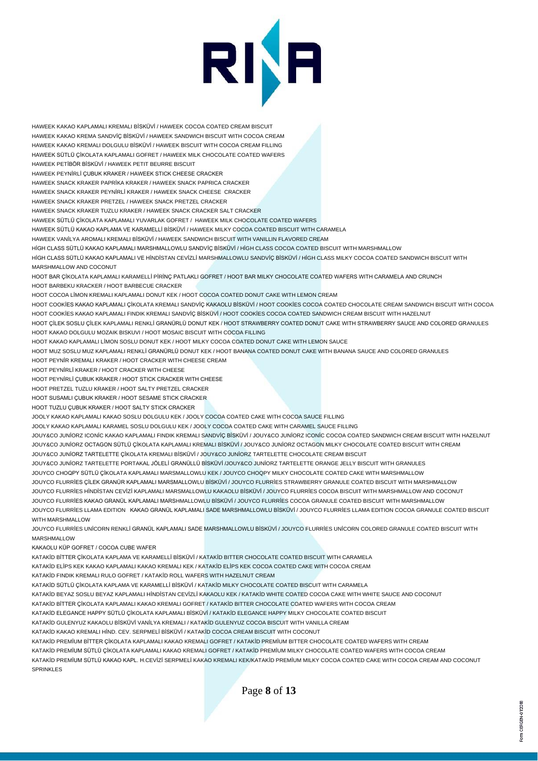HAWEEK KAKAO KAPLAMALI KREMALI BİSKÜVİ / HAWEEK COCOA COATED CREAM BISCUIT

HAWEEK KAKAO KREMA SANDVİÇ BİSKÜVİ / HAWEEK SANDWICH BISCUIT WITH COCOA CREAM

HAWEEK KAKAO KREMALI DOLGULU BİSKÜVİ / HAWEEK BISCUIT WITH COCOA CREAM FILLING

HAWEEK SÜTLÜ ÇİKOLATA KAPLAMALI GOFRET / HAWEEK MILK CHOCOLATE COATED WAFERS

HAWEEK PETİBÖR BİSKÜVİ / HAWEEK PETIT BEURRE BISCUIT

HAWEEK PEYNİRLİ ÇUBUK KRAKER / HAWEEK STICK CHEESE CRACKER

HAWEEK SNACK KRAKER PAPRİKA KRAKER / HAWEEK SNACK PAPRICA CRACKER

HAWEEK SNACK KRAKER PEYNİRLİ KRAKER / HAWEEK SNACK CHEESE CRACKER

HAWEEK SNACK KRAKER PRETZEL / HAWEEK SNACK PRETZEL CRACKER

HAWEEK SNACK KRAKER TUZLU KRAKER / HAWEEK SNACK CRACKER SALT CRACKER

HAWEEK SÜTLÜ ÇİKOLATA KAPLAMALI YUVARLAK GOFRET / HAWEEK MILK CHOCOLATE COATED WAFERS

HAWEEK SÜTLÜ KAKAO KAPLAMA VE KARAMELLİ BİSKÜVİ / HAWEEK MILKY COCOA COATED BISCUIT WITH CARAMELA

HAWEEK VANİLYA AROMALI KREMALI BİSKÜVİ / HAWEEK SANDWICH BISCUIT WITH VANILLIN FLAVORED CREAM

HİGH CLASS SÜTLÜ KAKAO KAPLAMALI MARSHMALLOWLU SANDVİÇ BİSKÜVİ / HİGH CLASS COCOA COATED BISCUIT WITH MARSHMALLOW

HİGH CLASS SÜTLÜ KAKAO KAPLAMALI VE HİNDİSTAN CEVİZLİ MARSHMALLOWLU SANDVİÇ BİSKÜVİ / HİGH CLASS MILKY COCOA COATED SANDWICH BISCUIT WITH MARSHMALLOW AND COCONUT

HOOT BAR ÇİKOLATA KAPLAMALI KARAMELLİ PİRİNÇ PATLAKLI GOFRET / HOOT BAR MILKY CHOCOLATE COATED WAFERS WITH CARAMELA AND CRUNCH

HOOT BARBEKU KRACKER / HOOT BARBECUE CRACKER

HOOT COCOA LİMON KREMALI KAPLAMALI DONUT KEK / HOOT COCOA COATED DONUT CAKE WITH LEMON CREAM

HOOT COOKİES KAKAO KAPLAMALI ÇİKOLATA KREMALI SANDVİÇ KAKAOLU BİSKÜVİ / HOOT COOKİES COCOA COATED CHOCOLATE CREAM SANDWICH BISCUIT WITH COCOA

HOOT COOKİES KAKAO KAPLAMALI FINDIK KREMALI SANDVİÇ BİSKÜVİ / HOOT COOKİES COCOA COATED SANDWICH CREAM BISCUIT WITH HAZELNUT

HOOT ÇİLEK SOSLU ÇİLEK KAPLAMALI RENKLİ GRANÜRLÜ DONUT KEK / HOOT STRAWBERRY COATED DONUT CAKE WITH STRAWBERRY SAUCE AND COLORED GRANULES

HOOT KAKAO DOLGULU MOZAIK BISKUVI / HOOT MOSAIC BISCUIT WITH COCOA FILLING

HOOT KAKAO KAPLAMALI LİMON SOSLU DONUT KEK / HOOT MILKY COCOA COATED DONUT CAKE WITH LEMON SAUCE

HOOT MUZ SOSLU MUZ KAPLAMALI RENKLİ GRANÜRLÜ DONUT KEK / HOOT BANANA COATED DONUT CAKE WITH BANANA SAUCE AND COLORED GRANULES

HOOT PEYNİR KREMALI KRAKER / HOOT CRACKER WITH CHEESE CREAM

HOOT PEYNİRLİ KRAKER / HOOT CRACKER WITH CHEESE

HOOT PEYNİRLİ ÇUBUK KRAKER / HOOT STICK CRACKER WITH CHEESE

HOOT PRETZEL TUZLU KRAKER / HOOT SALTY PRETZEL CRACKER

HOOT SUSAMLI ÇUBUK KRAKER / HOOT SESAME STICK CRACKER

HOOT TUZLU ÇUBUK KRAKER / HOOT SALTY STICK CRACKER

JOOLY KAKAO KAPLAMALI KAKAO SOSLU DOLGULU KEK / JOOLY COCOA COATED CAKE WITH COCOA SAUCE FILLING

JOOLY KAKAO KAPLAMALI KARAMEL SOSLU DOLGULU KEK / JOOLY COCOA COATED CAKE WITH CARAMEL SAUCE FILLING

JOUY&CO JUNİORZ ICONİC KAKAO KAPLAMALI FINDIK KREMALI SANDVİÇ BİSKÜVİ / JOUY&CO JUNİORZ ICONİC COCOA COATED SANDWICH CREAM BISCUIT WITH HAZELNUT

JOUY&CO JUNİORZ OCTAGON SÜTLÜ ÇİKOLATA KAPLAMALI KREMALI BİSKÜVİ / JOUY&CO JUNİORZ OCTAGON MILKY CHOCOLATE COATED BISCUIT WITH CREAM

JOUY&CO JUNİORZ TARTELETTE ÇİKOLATA KREMALI BİSKÜVİ / JOUY&CO JUNİORZ TARTELETTE CHOCOLATE CREAM BISCUIT

JOUY&CO JUNİORZ TARTELETTE PORTAKAL JÖLELİ GRANÜLLÜ BİSKÜVİ /JOUY&CO JUNİORZ TARTELETTE ORANGE JELLY BISCUIT WITH GRANULES

JOUYCO CHOQPY SÜTLÜ ÇİKOLATA KAPLAMALI MARSMALLOWLU KEK / JOUYCO CHOQPY MILKY CHOCOLATE COATED CAKE WITH MARSHMALLOW

JOUYCO FLURRİES ÇİLEK GRANÜR KAPLAMALI MARSMALLOWLU BİSKÜVİ / JOUYCO FLURRİES STRAWBERRY GRANULE COATED BISCUIT WITH MARSHMALLOW

JOUYCO FLURRİES HİNDİSTAN CEVİZİ KAPLAMALI MARSMALLOWLU KAKAOLU BİSKÜVİ / JOUYCO FLURRİES COCOA BISCUIT WITH MARSHMALLOW AND COCONUT

JOUYCO FLURRİES KAKAO GRANÜL KAPLAMALI MARSHMALLOWLU BİSKÜVİ / JOUYCO FLURRİES COCOA GRANULE COATED BISCUIT WITH MARSHMALLOW

JOUYCO FLURRİES LLAMA EDITION KAKAO GRANÜL KAPLAMALI SADE MARSHMALLOWLU BİSKÜVİ / JOUYCO FLURRİES LLAMA EDITION COCOA GRANULE COATED BISCUIT WITH MARSHMALLOW

JOUYCO FLURRİES UNİCORN RENKLİ GRANÜL KAPLAMALI SADE MARSHMALLOWLU BİSKÜVİ / JOUYCO FLURRİES UNİCORN COLORED GRANULE COATED BISCUIT WITH MARSHMALLOW

KAKAOLU KÜP GOFRET / COCOA CUBE WAFER

KATAKİD BİTTER ÇİKOLATA KAPLAMA VE KARAMELLİ BİSKÜVİ / KATAKİD BITTER CHOCOLATE COATED BISCUIT WITH CARAMELA

KATAKİD ELİPS KEK KAKAO KAPLAMALI KAKAO KREMALI KEK / KATAKİD ELİPS KEK COCOA COATED CAKE WITH COCOA CREAM

KATAKİD FINDIK KREMALI RULO GOFRET / KATAKİD ROLL WAFERS WITH HAZELNUT CREAM

KATAKİD SÜTLÜ ÇİKOLATA KAPLAMA VE KARAMELLİ BİSKÜVİ / KATAKİD MILKY CHOCOLATE COATED BISCUIT WITH CARAMELA

KATAKİD BEYAZ SOSLU BEYAZ KAPLAMALI HİNDİSTAN CEVİZLİ KAKAOLU KEK / KATAKİD WHITE COATED COCOA CAKE WITH WHITE SAUCE AND COCONUT

KATAKİD BİTTER ÇİKOLATA KAPLAMALI KAKAO KREMALI GOFRET / KATAKİD BITTER CHOCOLATE COATED WAFERS WITH COCOA CREAM

KATAKİD ELEGANCE HAPPY SÜTLÜ ÇİKOLATA KAPLAMALI BİSKÜVİ / KATAKİD ELEGANCE HAPPY MILKY CHOCOLATE COATED BISCUIT

KATAKİD GULENYUZ KAKAOLU BİSKÜVİ VANİLYA KREMALI / KATAKİD GULENYUZ COCOA BISCUIT WITH VANILLA CREAM

KATAKİD KAKAO KREMALI HİND. CEV. SERPMELİ BİSKÜVİ / KATAKİD COCOA CREAM BISCUIT WITH COCONUT

KATAKİD PREMİUM BİTTER ÇİKOLATA KAPLAMALI KAKAO KREMALI GOFRET / KATAKİD PREMİUM BITTER CHOCOLATE COATED WAFERS WITH CREAM

KATAKİD PREMİUM SÜTLÜ ÇİKOLATA KAPLAMALI KAKAO KREMALI GOFRET / KATAKİD PREMİUM MILKY CHOCOLATE COATED WAFERS WITH COCOA CREAM

KATAKİD PREMİUM SÜTLÜ KAKAO KAPL. H.CEVİZİ SERPMELİ KAKAO KREMALI KEK/KATAKİD PREMİUM MILKY COCOA COATED CAKE WITH COCOA CREAM AND COCONUT SPRINKLES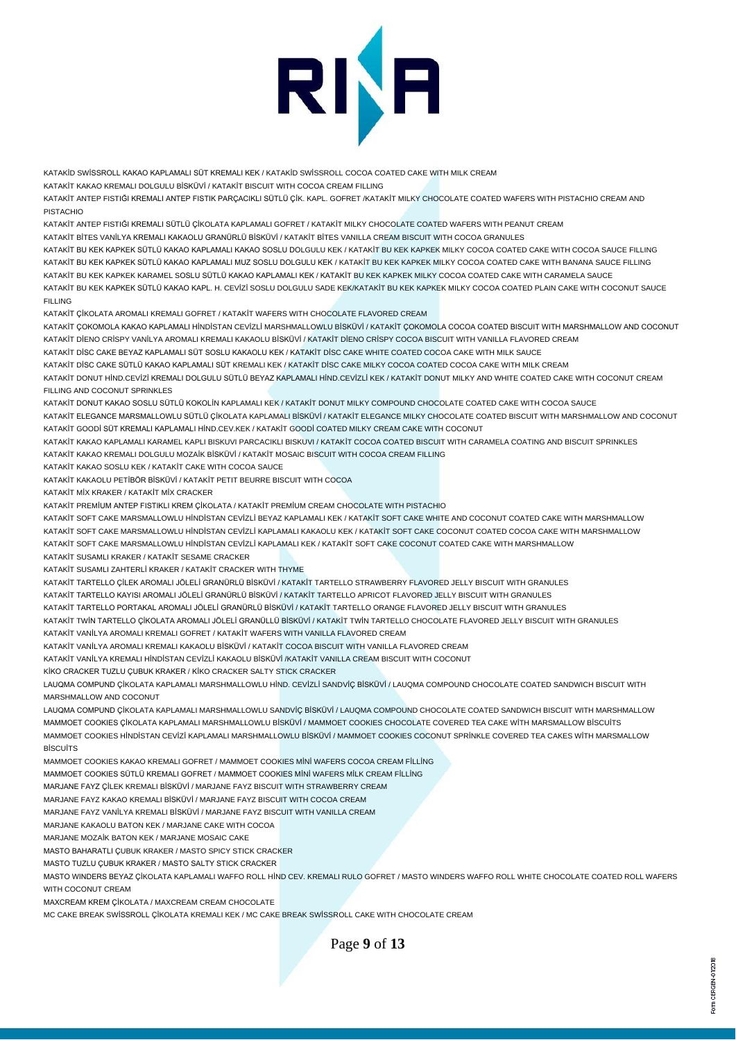KATAKİD SWİSSROLL KAKAO KAPLAMALI SÜT KREMALI KEK / KATAKİD SWİSSROLL COCOA COATED CAKE WITH MILK CREAM

KATAKİT KAKAO KREMALI DOLGULU BİSKÜVİ / KATAKİT BISCUIT WITH COCOA CREAM FILLING

KATAKİT ANTEP FISTIĞI KREMALI ANTEP FISTIK PARÇACIKLI SÜTLÜ ÇİK. KAPL. GOFRET /KATAKİT MILKY CHOCOLATE COATED WAFERS WITH PISTACHIO CREAM AND PISTACHIO

KATAKİT ANTEP FISTIĞI KREMALI SÜTLÜ ÇİKOLATA KAPLAMALI GOFRET / KATAKİT MILKY CHOCOLATE COATED WAFERS WITH PEANUT CREAM

KATAKİT BİTES VANİLYA KREMALI KAKAOLU GRANÜRLÜ BİSKÜVİ / KATAKİT BİTES VANILLA CREAM BISCUIT WITH COCOA GRANULES

KATAKİT BU KEK KAPKEK SÜTLÜ KAKAO KAPLAMALI KAKAO SOSLU DOLGULU KEK / KATAKİT BU KEK KAPKEK MILKY COCOA COATED CAKE WITH COCOA SAUCE FILLING

KATAKİT BU KEK KAPKEK SÜTLÜ KAKAO KAPLAMALI MUZ SOSLU DOLGULU KEK / KATAKİT BU KEK KAPKEK MILKY COCOA COATED CAKE WITH BANANA SAUCE FILLING

KATAKİT BU KEK KAPKEK KARAMEL SOSLU SÜTLÜ KAKAO KAPLAMALI KEK / KATAKİT BU KEK KAPKEK MILKY COCOA COATED CAKE WITH CARAMELA SAUCE

KATAKİT BU KEK KAPKEK SÜTLÜ KAKAO KAPL. H. CEVİZİ SOSLU DOLGULU SADE KEK/KATAKİT BU KEK KAPKEK MILKY COCOA COATED PLAIN CAKE WITH COCONUT SAUCE FILLING

KATAKİT ÇİKOLATA AROMALI KREMALI GOFRET / KATAKİT WAFERS WITH CHOCOLATE FLAVORED CREAM

KATAKİT ÇOKOMOLA KAKAO KAPLAMALI HİNDİSTAN CEVİZLİ MARSHMALLOWLU BİSKÜVİ / KATAKİT ÇOKOMOLA COCOA COATED BISCUIT WITH MARSHMALLOW AND COCONUT

KATAKİT DİENO CRİSPY VANİLYA AROMALI KREMALI KAKAOLU BİSKÜVİ / KATAKİT DİENO CRİSPY COCOA BISCUIT WITH VANILLA FLAVORED CREAM

KATAKİT DİSC CAKE BEYAZ KAPLAMALI SÜT SOSLU KAKAOLU KEK / KATAKİT DİSC CAKE WHITE COATED COCOA CAKE WITH MILK SAUCE

KATAKİT DİSC CAKE SÜTLÜ KAKAO KAPLAMALI SÜT KREMALI KEK / KATAKİT DİSC CAKE MILKY COCOA COATED COCOA CAKE WITH MILK CREAM

KATAKİT DONUT HİND.CEVİZİ KREMALI DOLGULU SÜTLÜ BEYAZ KAPLAMALI HİND.CEVİZLİ KEK / KATAKİT DONUT MILKY AND WHITE COATED CAKE WITH COCONUT CREAM FILLING AND COCONUT SPRINKLES

KATAKİT DONUT KAKAO SOSLU SÜTLÜ KOKOLİN KAPLAMALI KEK / KATAKİT DONUT MILKY COMPOUND CHOCOLATE COATED CAKE WITH COCOA SAUCE

KATAKİT ELEGANCE MARSMALLOWLU SÜTLÜ ÇİKOLATA KAPLAMALI BİSKÜVİ / KATAKİT ELEGANCE MILKY CHOCOLATE COATED BISCUIT WITH MARSHMALLOW AND COCONUT

KATAKİT GOODİ SÜT KREMALI KAPLAMALI HİND.CEV.KEK / KATAKİT GOODİ COATED MILKY CREAM CAKE WITH COCONUT

KATAKİT KAKAO KAPLAMALI KARAMEL KAPLI BISKUVI PARCACIKLI BISKUVI / KATAKİT COCOA COATED BISCUIT WITH CARAMELA COATING AND BISCUIT SPRINKLES

KATAKİT KAKAO KREMALI DOLGULU MOZAİK BİSKÜVİ / KATAKİT MOSAIC BISCUIT WITH COCOA CREAM FILLING

KATAKİT KAKAO SOSLU KEK / KATAKİT CAKE WITH COCOA SAUCE

KATAKİT KAKAOLU PETİBÖR BİSKÜVİ / KATAKİT PETIT BEURRE BISCUIT WITH COCOA

KATAKİT MİX KRAKER / KATAKİT MİX CRACKER

KATAKİT PREMİUM ANTEP FISTIKLI KREM ÇİKOLATA / KATAKİT PREMİUM CREAM CHOCOLATE WITH PISTACHIO

KATAKİT SOFT CAKE MARSMALLOWLU HİNDİSTAN CEVİZLİ BEYAZ KAPLAMALI KEK / KATAKİT SOFT CAKE WHITE AND COCONUT COATED CAKE WITH MARSHMALLOW

KATAKİT SOFT CAKE MARSMALLOWLU HİNDİSTAN CEVİZLİ KAPLAMALI KAKAOLU KEK / KATAKİT SOFT CAKE COCONUT COATED COCOA CAKE WITH MARSHMALLOW

KATAKİT SOFT CAKE MARSMALLOWLU HİNDİSTAN CEVİZLİ KAPLAMALI KEK / KATAKİT SOFT CAKE COCONUT COATED CAKE WITH MARSHMALLOW

KATAKİT SUSAMLI KRAKER / KATAKİT SESAME CRACKER

KATAKİT SUSAMLI ZAHTERLİ KRAKER / KATAKİT CRACKER WITH THYME

KATAKİT TARTELLO ÇİLEK AROMALI JÖLELİ GRANÜRLÜ BİSKÜVİ / KATAKİT TARTELLO STRAWBERRY FLAVORED JELLY BISCUIT WITH GRANULES

KATAKİT TARTELLO KAYISI AROMALI JÖLELİ GRANÜRLÜ BİSKÜVİ / KATAKİT TARTELLO APRICOT FLAVORED JELLY BISCUIT WITH GRANULES

KATAKİT TARTELLO PORTAKAL AROMALI JÖLELİ GRANÜRLÜ BİSKÜVİ / KATAKİT TARTELLO ORANGE FLAVORED JELLY BISCUIT WITH GRANULES

KATAKİT TWİN TARTELLO ÇİKOLATA AROMALI JÖLELİ GRANÜLLÜ BİSKÜVİ / KATAKİT TWİN TARTELLO CHOCOLATE FLAVORED JELLY BISCUIT WITH GRANULES

KATAKİT VANİLYA AROMALI KREMALI GOFRET / KATAKİT WAFERS WITH VANILLA FLAVORED CREAM

KATAKİT VANİLYA AROMALI KREMALI KAKAOLU BİSKÜVİ / KATAKİT COCOA BISCUIT WITH VANILLA FLAVORED CREAM

KATAKİT VANİLYA KREMALI HİNDİSTAN CEVİZLİ KAKAOLU BİSKÜVİ /KATAKİT VANILLA CREAM BISCUIT WITH COCONUT

KİKO CRACKER TUZLU ÇUBUK KRAKER / KİKO CRACKER SALTY STICK CRACKER

LAUQMA COMPUND ÇİKOLATA KAPLAMALI MARSHMALLOWLU HİND. CEVİZLİ SANDVİÇ BİSKÜVİ / LAUQMA COMPOUND CHOCOLATE COATED SANDWICH BISCUIT WITH MARSHMALLOW AND COCONUT

LAUQMA COMPUND ÇİKOLATA KAPLAMALI MARSHMALLOWLU SANDVİÇ BİSKÜVİ / LAUQMA COMPOUND CHOCOLATE COATED SANDWICH BISCUIT WITH MARSHMALLOW

MAMMOET COOKIES ÇİKOLATA KAPLAMALI MARSHMALLOWLU BİSKÜVİ / MAMMOET COOKIES CHOCOLATE COVERED TEA CAKE WİTH MARSMALLOW BİSCUİTS

MAMMOET COOKIES HİNDİSTAN CEVİZİ KAPLAMALI MARSHMALLOWLU BİSKÜVİ / MAMMOET COOKIES COCONUT SPRİNKLE COVERED TEA CAKES WİTH MARSMALLOW BİSCUİTS

MAMMOET COOKIES KAKAO KREMALI GOFRET / MAMMOET COOKIES MİNİ WAFERS COCOA CREAM FİLLİNG

MAMMOET COOKIES SÜTLÜ KREMALI GOFRET / MAMMOET COOKIES MİNİ WAFERS MİLK CREAM FİLLİNG

MARJANE FAYZ ÇİLEK KREMALI BİSKÜVİ / MARJANE FAYZ BISCUIT WITH STRAWBERRY CREAM

MARJANE FAYZ KAKAO KREMALI BİSKÜVİ / MARJANE FAYZ BISCUIT WITH COCOA CREAM

MARJANE FAYZ VANİLYA KREMALI BİSKÜVİ / MARJANE FAYZ BISCUIT WITH VANILLA CREAM

MARJANE KAKAOLU BATON KEK / MARJANE CAKE WITH COCOA

MARJANE MOZAİK BATON KEK / MARJANE MOSAIC CAKE

MASTO BAHARATLI ÇUBUK KRAKER / MASTO SPICY STICK CRACKER

MASTO TUZLU ÇUBUK KRAKER / MASTO SALTY STICK CRACKER

MASTO WINDERS BEYAZ ÇİKOLATA KAPLAMALI WAFFO ROLL HİND CEV. KREMALI RULO GOFRET / MASTO WINDERS WAFFO ROLL WHITE CHOCOLATE COATED ROLL WAFERS WITH COCONUT CREAM

MAXCREAM KREM ÇİKOLATA / MAXCREAM CREAM CHOCOLATE

MC CAKE BREAK SWİSSROLL ÇİKOLATA KREMALI KEK / MC CAKE BREAK SWİSSROLL CAKE WITH CHOCOLATE CREAM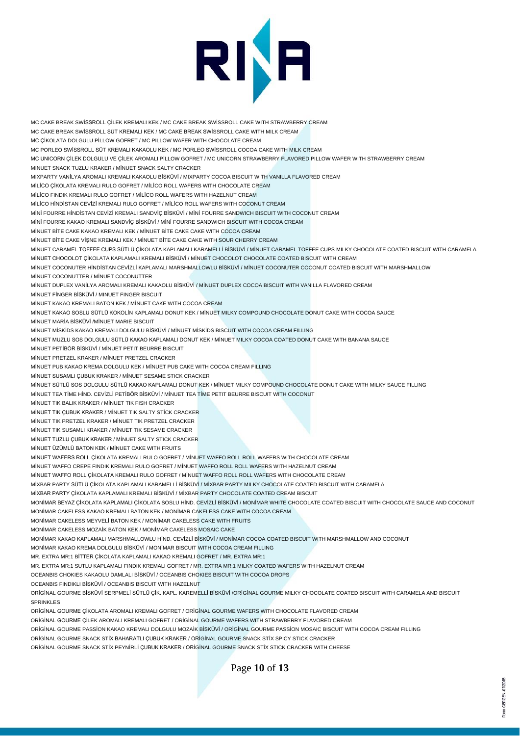MC CAKE BREAK SWİSSROLL ÇİLEK KREMALI KEK / MC CAKE BREAK SWİSSROLL CAKE WITH STRAWBERRY CREAM
MC CAKE BREAK SWİSSROLL SÜT KREMALI KEK / MC CAKE BREAK SWİSSROLL CAKE WITH MILK CREAM
MC ÇİKOLATA DOLGULU PİLLOW GOFRET / MC PILLOW WAFER WITH CHOCOLATE CREAM
MC PORLEO SWİSSROLL SÜT KREMALI KAKAOLU KEK / MC PORLEO SWİSSROLL COCOA CAKE WITH MILK CREAM
MC UNICORN ÇİLEK DOLGULU VE ÇİLEK AROMALI PİLLOW GOFRET / MC UNICORN STRAWBERRY FLAVORED PILLOW WAFER WITH STRAWBERRY CREAM
MINUET SNACK TUZLU KRAKER / MİNUET SNACK SALTY CRACKER
MIXPARTY VANİLYA AROMALI KREMALI KAKAOLU BİSKÜVİ / MIXPARTY COCOA BISCUIT WITH VANILLA FLAVORED CREAM
MİLİCO ÇİKOLATA KREMALI RULO GOFRET / MİLİCO ROLL WAFERS WITH CHOCOLATE CREAM
MİLİCO FINDIK KREMALI RULO GOFRET / MİLİCO ROLL WAFERS WITH HAZELNUT CREAM
MİLİCO HİNDİSTAN CEVİZİ KREMALI RULO GOFRET / MİLİCO ROLL WAFERS WITH COCONUT CREAM
MİNİ FOURRE HİNDİSTAN CEVİZİ KREMALI SANDVİÇ BİSKÜVİ / MİNİ FOURRE SANDWICH BISCUIT WITH COCONUT CREAM
MİNİ FOURRE KAKAO KREMALI SANDVİÇ BİSKÜVİ / MİNİ FOURRE SANDWICH BISCUIT WITH COCOA CREAM
MİNUET BİTE CAKE KAKAO KREMALI KEK / MİNUET BİTE CAKE CAKE WITH COCOA CREAM
MİNUET BİTE CAKE VİŞNE KREMALI KEK / MİNUET BİTE CAKE CAKE WITH SOUR CHERRY CREAM
MİNUET CARAMEL TOFFEE CUPS SÜTLÜ ÇİKOLATA KAPLAMALI KARAMELLİ BİSKÜVİ / MİNUET CARAMEL TOFFEE CUPS MILKY CHOCOLATE COATED BISCUIT WITH CARAMELA
MİNUET CHOCOLOT ÇİKOLATA KAPLAMALI KREMALI BİSKÜVİ / MİNUET CHOCOLOT CHOCOLATE COATED BISCUIT WITH CREAM
MİNUET COCONUTER HİNDİSTAN CEVİZLİ KAPLAMALI MARSHMALLOWLU BİSKÜVİ / MİNUET COCONUTER COCONUT COATED BISCUIT WITH MARSHMALLOW
MİNUET COCONUTTER / MİNUET COCONUTTER
MİNUET DUPLEX VANİLYA AROMALI KREMALI KAKAOLU BİSKÜVİ / MİNUET DUPLEX COCOA BISCUIT WITH VANILLA FLAVORED CREAM
MİNUET FİNGER BİSKÜVİ / MINUET FINGER BISCUIT
MİNUET KAKAO KREMALI BATON KEK / MİNUET CAKE WITH COCOA CREAM
MİNUET KAKAO SOSLU SÜTLÜ KOKOLİN KAPLAMALI DONUT KEK / MİNUET MILKY COMPOUND CHOCOLATE DONUT CAKE WITH COCOA SAUCE
MİNUET MARİA BİSKÜVİ /MİNUET MARIE BISCUIT
MİNUET MİSKİDS KAKAO KREMALI DOLGULU BİSKÜVİ / MİNUET MİSKİDS BISCUIT WITH COCOA CREAM FILLING
MİNUET MUZLU SOS DOLGULU SÜTLÜ KAKAO KAPLAMALI DONUT KEK / MİNUET MILKY COCOA COATED DONUT CAKE WITH BANANA SAUCE
MİNUET PETİBÖR BİSKÜVİ / MİNUET PETIT BEURRE BISCUIT
MİNUET PRETZEL KRAKER / MİNUET PRETZEL CRACKER
MİNUET PUB KAKAO KREMA DOLGULU KEK / MİNUET PUB CAKE WITH COCOA CREAM FILLING
MİNUET SUSAMLI ÇUBUK KRAKER / MİNUET SESAME STICK CRACKER
MİNUET SÜTLÜ SOS DOLGULU SÜTLÜ KAKAO KAPLAMALI DONUT KEK / MİNUET MILKY COMPOUND CHOCOLATE DONUT CAKE WITH MILKY SAUCE FILLING
MİNUET TEA TİME HİND. CEVİZLİ PETİBÖR BİSKÜVİ / MİNUET TEA TİME PETIT BEURRE BISCUIT WITH COCONUT
MİNUET TIK BALIK KRAKER / MİNUET TIK FISH CRACKER
MİNUET TIK ÇUBUK KRAKER / MİNUET TIK SALTY STİCK CRACKER
MİNUET TIK PRETZEL KRAKER / MİNUET TIK PRETZEL CRACKER
MİNUET TIK SUSAMLI KRAKER / MİNUET TIK SESAME CRACKER
MİNUET TUZLU ÇUBUK KRAKER / MİNUET SALTY STICK CRACKER
MİNUET ÜZÜMLÜ BATON KEK / MİNUET CAKE WITH FRUITS
MİNUET WAFERS ROLL ÇİKOLATA KREMALI RULO GOFRET / MİNUET WAFFO ROLL ROLL WAFERS WITH CHOCOLATE CREAM
MİNUET WAFFO CREPE FINDIK KREMALI RULO GOFRET / MİNUET WAFFO ROLL ROLL WAFERS WITH HAZELNUT CREAM
MİNUET WAFFO ROLL ÇİKOLATA KREMALI RULO GOFRET / MİNUET WAFFO ROLL ROLL WAFERS WITH CHOCOLATE CREAM
MİXBAR PARTY SÜTLÜ ÇİKOLATA KAPLAMALI KARAMELLİ BİSKÜVİ / MİXBAR PARTY MILKY CHOCOLATE COATED BISCUIT WITH CARAMELA
MİXBAR PARTY ÇİKOLATA KAPLAMALI KREMALI BİSKÜVİ / MİXBAR PARTY CHOCOLATE COATED CREAM BISCUIT
MONİMAR BEYAZ ÇİKOLATA KAPLAMALI ÇİKOLATA SOSLU HİND. CEVİZLİ BİSKÜVİ / MONİMAR WHITE CHOCOLATE COATED BISCUIT WITH CHOCOLATE SAUCE AND COCONUT
MONİMAR CAKELESS KAKAO KREMALI BATON KEK / MONİMAR CAKELESS CAKE WITH COCOA CREAM
MONİMAR CAKELESS MEYVELİ BATON KEK / MONİMAR CAKELESS CAKE WITH FRUITS
MONİMAR CAKELESS MOZAİK BATON KEK / MONİMAR CAKELESS MOSAIC CAKE
MONİMAR KAKAO KAPLAMALI MARSHMALLOWLU HİND. CEVİZLİ BİSKÜVİ / MONİMAR COCOA COATED BISCUIT WITH MARSHMALLOW AND COCONUT
MONİMAR KAKAO KREMA DOLGULU BİSKÜVİ / MONİMAR BISCUIT WITH COCOA CREAM FILLING
MR. EXTRA MR:1 BİTTER ÇİKOLATA KAPLAMALI KAKAO KREMALI GOFRET / MR. EXTRA MR:1
MR. EXTRA MR:1 SUTLU KAPLAMALI FINDIK KREMALI GOFRET / MR. EXTRA MR:1 MILKY COATED WAFERS WITH HAZELNUT CREAM
OCEANBIS CHOKIES KAKAOLU DAMLALI BİSKÜVİ / OCEANBIS CHOKIES BISCUIT WITH COCOA DROPS
OCEANBIS FINDIKLI BİSKÜVİ / OCEANBIS BISCUIT WITH HAZELNUT
ORİGİNAL GOURME BİSKÜVİ SERPMELİ SÜTLÜ ÇİK. KAPL. KAREMELLİ BİSKÜVİ /ORİGİNAL GOURME MILKY CHOCOLATE COATED BISCUIT WITH CARAMELA AND BISCUIT SPRINKLES
ORİGİNAL GOURME ÇİKOLATA AROMALI KREMALI GOFRET / ORİGİNAL GOURME WAFERS WITH CHOCOLATE FLAVORED CREAM
ORİGİNAL GOURME ÇİLEK AROMALI KREMALI GOFRET / ORİGİNAL GOURME WAFERS WITH STRAWBERRY FLAVORED CREAM
ORİGİNAL GOURME PASSİON KAKAO KREMALI DOLGULU MOZAİK BİSKÜVİ / ORİGİNAL GOURME PASSİON MOSAIC BISCUIT WITH COCOA CREAM FILLING
ORİGİNAL GOURME SNACK STİX BAHARATLI ÇUBUK KRAKER / ORİGİNAL GOURME SNACK STİX SPICY STICK CRACKER
ORİGİNAL GOURME SNACK STİX PEYNİRLİ ÇUBUK KRAKER / ORİGİNAL GOURME SNACK STİX STICK CRACKER WITH CHEESE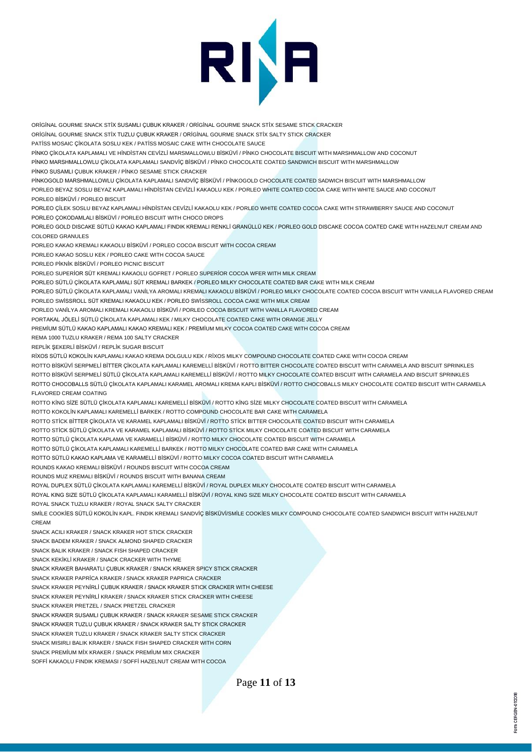ORİGİNAL GOURME SNACK STİX SUSAMLI ÇUBUK KRAKER / ORİGİNAL GOURME SNACK STİX SESAME STICK CRACKER
ORİGİNAL GOURME SNACK STİX TUZLU ÇUBUK KRAKER / ORİGİNAL GOURME SNACK STİX SALTY STICK CRACKER
PATİSS MOSAIC ÇİKOLATA SOSLU KEK / PATİSS MOSAIC CAKE WITH CHOCOLATE SAUCE
PİNKO ÇİKOLATA KAPLAMALI VE HİNDİSTAN CEVİZLİ MARSMALLOWLU BİSKÜVİ / PİNKO CHOCOLATE BISCUIT WITH MARSHMALLOW AND COCONUT
PİNKO MARSHMALLOWLU ÇİKOLATA KAPLAMALI SANDVİÇ BİSKÜVİ / PİNKO CHOCOLATE COATED SANDWICH BISCUIT WITH MARSHMALLOW
PİNKO SUSAMLI ÇUBUK KRAKER / PİNKO SESAME STICK CRACKER
PİNKOGOLD MARSHMALLOWLU ÇİKOLATA KAPLAMALI SANDVİÇ BİSKÜVİ / PİNKOGOLD CHOCOLATE COATED SADWICH BISCUIT WITH MARSHMALLOW
PORLEO BEYAZ SOSLU BEYAZ KAPLAMALI HİNDİSTAN CEVİZLİ KAKAOLU KEK / PORLEO WHITE COATED COCOA CAKE WITH WHITE SAUCE AND COCONUT
PORLEO BİSKÜVİ / PORLEO BISCUIT
PORLEO ÇİLEK SOSLU BEYAZ KAPLAMALI HİNDİSTAN CEVİZLİ KAKAOLU KEK / PORLEO WHITE COATED COCOA CAKE WITH STRAWBERRY SAUCE AND COCONUT
PORLEO ÇOKODAMLALI BİSKÜVİ / PORLEO BISCUIT WITH CHOCO DROPS
PORLEO GOLD DISCAKE SÜTLÜ KAKAO KAPLAMALI FINDIK KREMALI RENKLİ GRANÜLLÜ KEK / PORLEO GOLD DISCAKE COCOA COATED CAKE WITH HAZELNUT CREAM AND COLORED GRANULES
PORLEO KAKAO KREMALI KAKAOLU BİSKÜVİ / PORLEO COCOA BISCUIT WITH COCOA CREAM
PORLEO KAKAO SOSLU KEK / PORLEO CAKE WITH COCOA SAUCE
PORLEO PİKNİK BİSKÜVİ / PORLEO PICNIC BISCUIT
PORLEO SUPERİOR SÜT KREMALI KAKAOLU GOFRET / PORLEO SUPERİOR COCOA WFER WITH MILK CREAM
PORLEO SÜTLÜ ÇİKOLATA KAPLAMALI SÜT KREMALI BARKEK / PORLEO MILKY CHOCOLATE COATED BAR CAKE WITH MILK CREAM
PORLEO SÜTLÜ ÇİKOLATA KAPLAMALI VANİLYA AROMALI KREMALI KAKAOLU BİSKÜVİ / PORLEO MILKY CHOCOLATE COATED COCOA BISCUIT WITH VANILLA FLAVORED CREAM
PORLEO SWİSSROLL SÜT KREMALI KAKAOLU KEK / PORLEO SWİSSROLL COCOA CAKE WITH MILK CREAM
PORLEO VANİLYA AROMALI KREMALI KAKAOLU BİSKÜVİ / PORLEO COCOA BISCUIT WITH VANILLA FLAVORED CREAM
PORTAKAL JÖLELİ SÜTLÜ ÇİKOLATA KAPLAMALI KEK / MILKY CHOCOLATE COATED CAKE WITH ORANGE JELLY
PREMİUM SÜTLÜ KAKAO KAPLAMALI KAKAO KREMALI KEK / PREMİUM MILKY COCOA COATED CAKE WITH COCOA CREAM
REMA 1000 TUZLU KRAKER / REMA 100 SALTY CRACKER
REPLİK ŞEKERLİ BİSKÜVİ / REPLİK SUGAR BISCUIT
RİXOS SÜTLÜ KOKOLİN KAPLAMALI KAKAO KREMA DOLGULU KEK / RİXOS MILKY COMPOUND CHOCOLATE COATED CAKE WITH COCOA CREAM
ROTTO BİSKÜVİ SERPMELİ BİTTER ÇİKOLATA KAPLAMALI KAREMELLİ BİSKÜVİ / ROTTO BITTER CHOCOLATE COATED BISCUIT WITH CARAMELA AND BISCUIT SPRINKLES
ROTTO BİSKÜVİ SERPMELİ SÜTLÜ ÇİKOLATA KAPLAMALI KAREMELLİ BİSKÜVİ / ROTTO MILKY CHOCOLATE COATED BISCUIT WITH CARAMELA AND BISCUIT SPRINKLES
ROTTO CHOCOBALLS SÜTLÜ ÇİKOLATA KAPLAMALI KARAMEL AROMALI KREMA KAPLI BİSKÜVİ / ROTTO CHOCOBALLS MILKY CHOCOLATE COATED BISCUIT WITH CARAMELA FLAVORED CREAM COATING
ROTTO KİNG SİZE SÜTLÜ ÇİKOLATA KAPLAMALI KAREMELLİ BİSKÜVİ / ROTTO KİNG SİZE MILKY CHOCOLATE COATED BISCUIT WITH CARAMELA
ROTTO KOKOLİN KAPLAMALI KAREMELLİ BARKEK / ROTTO COMPOUND CHOCOLATE BAR CAKE WITH CARAMELA
ROTTO STİCK BİTTER ÇİKOLATA VE KARAMEL KAPLAMALI BİSKÜVİ / ROTTO STİCK BITTER CHOCOLATE COATED BISCUIT WITH CARAMELA
ROTTO STİCK SÜTLÜ ÇİKOLATA VE KARAMEL KAPLAMALI BİSKÜVİ / ROTTO STİCK MILKY CHOCOLATE COATED BISCUIT WITH CARAMELA
ROTTO SÜTLÜ ÇİKOLATA KAPLAMA VE KARAMELLİ BİSKÜVİ / ROTTO MILKY CHOCOLATE COATED BISCUIT WITH CARAMELA
ROTTO SÜTLÜ ÇİKOLATA KAPLAMALI KAREMELLİ BARKEK / ROTTO MILKY CHOCOLATE COATED BAR CAKE WITH CARAMELA
ROTTO SÜTLÜ KAKAO KAPLAMA VE KARAMELLİ BİSKÜVİ / ROTTO MILKY COCOA COATED BISCUIT WITH CARAMELA
ROUNDS KAKAO KREMALI BİSKÜVİ / ROUNDS BISCUIT WITH COCOA CREAM
ROUNDS MUZ KREMALI BİSKÜVİ / ROUNDS BISCUIT WITH BANANA CREAM
ROYAL DUPLEX SÜTLÜ ÇİKOLATA KAPLAMALI KAREMELLİ BİSKÜVİ / ROYAL DUPLEX MILKY CHOCOLATE COATED BISCUIT WITH CARAMELA
ROYAL KING SIZE SÜTLÜ ÇİKOLATA KAPLAMALI KARAMELLİ BİSKÜVİ / ROYAL KING SIZE MILKY CHOCOLATE COATED BISCUIT WITH CARAMELA
ROYAL SNACK TUZLU KRAKER / ROYAL SNACK SALTY CRACKER
SMİLE COOKİES SÜTLÜ KOKOLİN KAPL. FINDIK KREMALI SANDVİÇ BİSKÜVİ/SMİLE COOKİES MILKY COMPOUND CHOCOLATE COATED SANDWICH BISCUIT WITH HAZELNUT CREAM
SNACK ACILI KRAKER / SNACK KRAKER HOT STICK CRACKER
SNACK BADEM KRAKER / SNACK ALMOND SHAPED CRACKER
SNACK BALIK KRAKER / SNACK FISH SHAPED CRACKER
SNACK KEKİKLİ KRAKER / SNACK CRACKER WITH THYME
SNACK KRAKER BAHARATLI ÇUBUK KRAKER / SNACK KRAKER SPICY STICK CRACKER
SNACK KRAKER PAPRİCA KRAKER / SNACK KRAKER PAPRICA CRACKER
SNACK KRAKER PEYNİRLİ ÇUBUK KRAKER / SNACK KRAKER STICK CRACKER WITH CHEESE
SNACK KRAKER PEYNİRLİ KRAKER / SNACK KRAKER STICK CRACKER WITH CHEESE
SNACK KRAKER PRETZEL / SNACK PRETZEL CRACKER
SNACK KRAKER SUSAMLI ÇUBUK KRAKER / SNACK KRAKER SESAME STICK CRACKER
SNACK KRAKER TUZLU ÇUBUK KRAKER / SNACK KRAKER SALTY STICK CRACKER
SNACK KRAKER TUZLU KRAKER / SNACK KRAKER SALTY STICK CRACKER
SNACK MISIRLI BALIK KRAKER / SNACK FISH SHAPED CRACKER WITH CORN
SNACK PREMİUM MİX KRAKER / SNACK PREMİUM MIX CRACKER
SOFFİ KAKAOLU FINDIK KREMASI / SOFFİ HAZELNUT CREAM WITH COCOA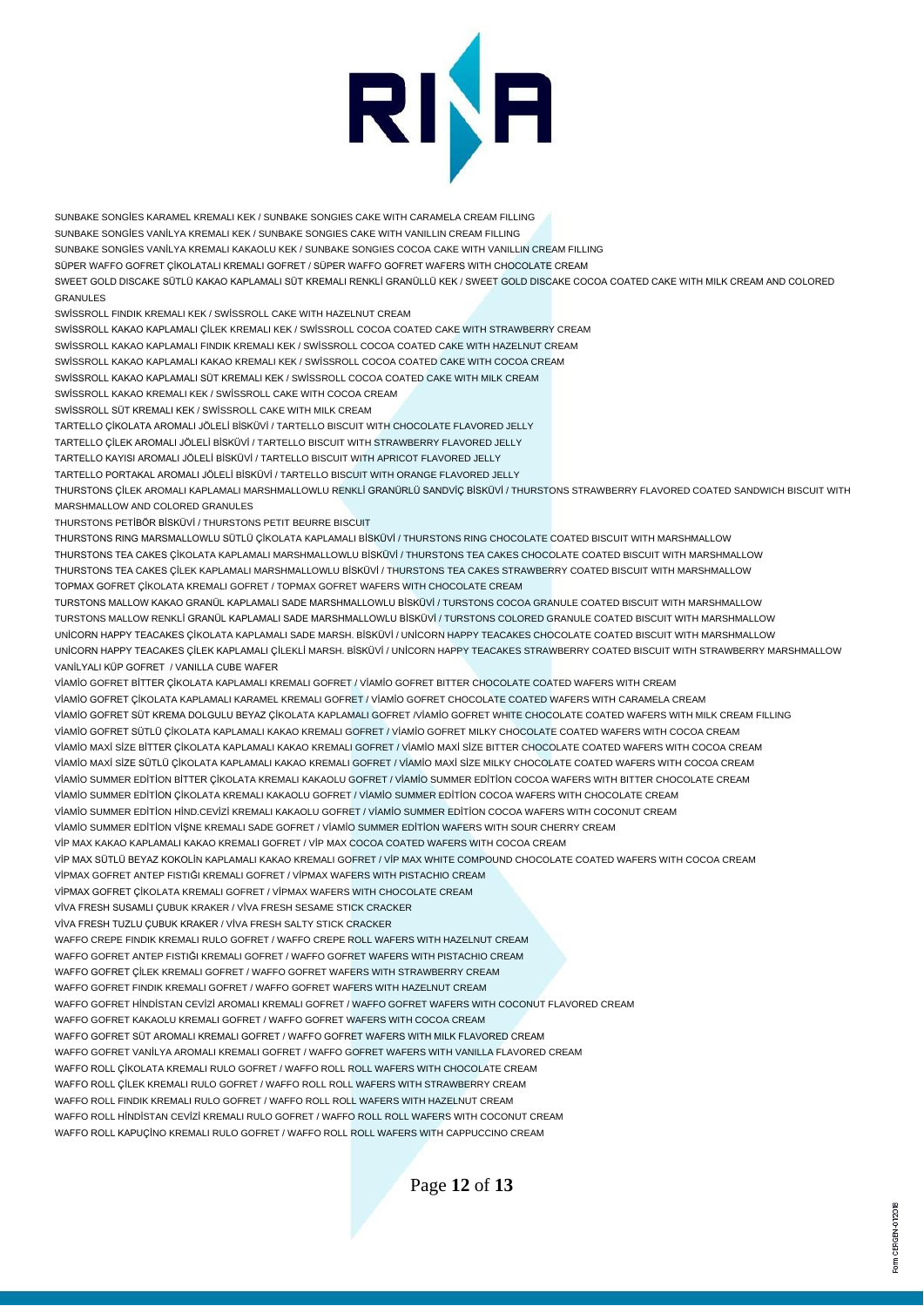SUNBAKE SONGİES KARAMEL KREMALI KEK / SUNBAKE SONGIES CAKE WITH CARAMELA CREAM FILLING

SUNBAKE SONGİES VANİLYA KREMALI KEK / SUNBAKE SONGIES CAKE WITH VANILLIN CREAM FILLING

SUNBAKE SONGİES VANİLYA KREMALI KAKAOLU KEK / SUNBAKE SONGIES COCOA CAKE WITH VANILLIN CREAM FILLING

SÜPER WAFFO GOFRET ÇİKOLATALI KREMALI GOFRET / SÜPER WAFFO GOFRET WAFERS WITH CHOCOLATE CREAM

SWEET GOLD DISCAKE SÜTLÜ KAKAO KAPLAMALI SÜT KREMALI RENKLİ GRANÜLLÜ KEK / SWEET GOLD DISCAKE COCOA COATED CAKE WITH MILK CREAM AND COLORED GRANULES

SWİSSROLL FINDIK KREMALI KEK / SWİSSROLL CAKE WITH HAZELNUT CREAM

SWİSSROLL KAKAO KAPLAMALI ÇİLEK KREMALI KEK / SWİSSROLL COCOA COATED CAKE WITH STRAWBERRY CREAM

SWİSSROLL KAKAO KAPLAMALI FINDIK KREMALI KEK / SWİSSROLL COCOA COATED CAKE WITH HAZELNUT CREAM

SWİSSROLL KAKAO KAPLAMALI KAKAO KREMALI KEK / SWİSSROLL COCOA COATED CAKE WITH COCOA CREAM

SWİSSROLL KAKAO KAPLAMALI SÜT KREMALI KEK / SWİSSROLL COCOA COATED CAKE WITH MILK CREAM

SWİSSROLL KAKAO KREMALI KEK / SWİSSROLL CAKE WITH COCOA CREAM

SWİSSROLL SÜT KREMALI KEK / SWİSSROLL CAKE WITH MILK CREAM

TARTELLO ÇİKOLATA AROMALI JÖLELİ BİSKÜVİ / TARTELLO BISCUIT WITH CHOCOLATE FLAVORED JELLY

TARTELLO ÇİLEK AROMALI JÖLELİ BİSKÜVİ / TARTELLO BISCUIT WITH STRAWBERRY FLAVORED JELLY

TARTELLO KAYISI AROMALI JÖLELİ BİSKÜVİ / TARTELLO BISCUIT WITH APRICOT FLAVORED JELLY

TARTELLO PORTAKAL AROMALI JÖLELİ BİSKÜVİ / TARTELLO BISCUIT WITH ORANGE FLAVORED JELLY

THURSTONS ÇİLEK AROMALI KAPLAMALI MARSHMALLOWLU RENKLİ GRANÜRLÜ SANDVİÇ BİSKÜVİ / THURSTONS STRAWBERRY FLAVORED COATED SANDWICH BISCUIT WITH MARSHMALLOW AND COLORED GRANULES

THURSTONS PETİBÖR BİSKÜVİ / THURSTONS PETIT BEURRE BISCUIT

THURSTONS RING MARSMALLOWLU SÜTLÜ ÇİKOLATA KAPLAMALI BİSKÜVİ / THURSTONS RING CHOCOLATE COATED BISCUIT WITH MARSHMALLOW

THURSTONS TEA CAKES ÇİKOLATA KAPLAMALI MARSHMALLOWLU BİSKÜVİ / THURSTONS TEA CAKES CHOCOLATE COATED BISCUIT WITH MARSHMALLOW

THURSTONS TEA CAKES ÇİLEK KAPLAMALI MARSHMALLOWLU BİSKÜVİ / THURSTONS TEA CAKES STRAWBERRY COATED BISCUIT WITH MARSHMALLOW

TOPMAX GOFRET ÇİKOLATA KREMALI GOFRET / TOPMAX GOFRET WAFERS WITH CHOCOLATE CREAM

TURSTONS MALLOW KAKAO GRANÜL KAPLAMALI SADE MARSHMALLOWLU BİSKÜVİ / TURSTONS COCOA GRANULE COATED BISCUIT WITH MARSHMALLOW

TURSTONS MALLOW RENKLİ GRANÜL KAPLAMALI SADE MARSHMALLOWLU BİSKÜVİ / TURSTONS COLORED GRANULE COATED BISCUIT WITH MARSHMALLOW

UNİCORN HAPPY TEACAKES ÇİKOLATA KAPLAMALI SADE MARSH. BİSKÜVİ / UNİCORN HAPPY TEACAKES CHOCOLATE COATED BISCUIT WITH MARSHMALLOW

UNİCORN HAPPY TEACAKES ÇİLEK KAPLAMALI ÇİLEKLİ MARSH. BİSKÜVİ / UNİCORN HAPPY TEACAKES STRAWBERRY COATED BISCUIT WITH STRAWBERRY MARSHMALLOW

VANİLYALI KÜP GOFRET / VANILLA CUBE WAFER

VİAMİO GOFRET BİTTER ÇİKOLATA KAPLAMALI KREMALI GOFRET / VİAMİO GOFRET BITTER CHOCOLATE COATED WAFERS WITH CREAM

VİAMİO GOFRET ÇİKOLATA KAPLAMALI KARAMEL KREMALI GOFRET / VİAMİO GOFRET CHOCOLATE COATED WAFERS WITH CARAMELA CREAM

VİAMİO GOFRET SÜT KREMA DOLGULU BEYAZ ÇİKOLATA KAPLAMALI GOFRET /VİAMİO GOFRET WHITE CHOCOLATE COATED WAFERS WITH MILK CREAM FILLING

VİAMİO GOFRET SÜTLÜ ÇİKOLATA KAPLAMALI KAKAO KREMALI GOFRET / VİAMİO GOFRET MILKY CHOCOLATE COATED WAFERS WITH COCOA CREAM

VİAMİO MAXİ SİZE BİTTER ÇİKOLATA KAPLAMALI KAKAO KREMALI GOFRET / VİAMİO MAXİ SİZE BITTER CHOCOLATE COATED WAFERS WITH COCOA CREAM

VİAMİO MAXİ SİZE SÜTLÜ ÇİKOLATA KAPLAMALI KAKAO KREMALI GOFRET / VİAMİO MAXİ SİZE MILKY CHOCOLATE COATED WAFERS WITH COCOA CREAM

VİAMİO SUMMER EDİTİON BİTTER ÇİKOLATA KREMALI KAKAOLU GOFRET / VİAMİO SUMMER EDİTİON COCOA WAFERS WITH BITTER CHOCOLATE CREAM

VİAMİO SUMMER EDİTİON ÇİKOLATA KREMALI KAKAOLU GOFRET / VİAMİO SUMMER EDİTİON COCOA WAFERS WITH CHOCOLATE CREAM

VİAMİO SUMMER EDİTİON HİND.CEVİZİ KREMALI KAKAOLU GOFRET / VİAMİO SUMMER EDİTİON COCOA WAFERS WITH COCONUT CREAM

VİAMİO SUMMER EDİTİON VİŞNE KREMALI SADE GOFRET / VİAMİO SUMMER EDİTİON WAFERS WITH SOUR CHERRY CREAM

VİP MAX KAKAO KAPLAMALI KAKAO KREMALI GOFRET / VİP MAX COCOA COATED WAFERS WITH COCOA CREAM

VİP MAX SÜTLÜ BEYAZ KOKOLİN KAPLAMALI KAKAO KREMALI GOFRET / VİP MAX WHITE COMPOUND CHOCOLATE COATED WAFERS WITH COCOA CREAM

VİPMAX GOFRET ANTEP FISTIĞI KREMALI GOFRET / VİPMAX WAFERS WITH PISTACHIO CREAM

VİPMAX GOFRET ÇİKOLATA KREMALI GOFRET / VİPMAX WAFERS WITH CHOCOLATE CREAM

VİVA FRESH SUSAMLI ÇUBUK KRAKER / VİVA FRESH SESAME STICK CRACKER

VİVA FRESH TUZLU ÇUBUK KRAKER / VİVA FRESH SALTY STICK CRACKER

WAFFO CREPE FINDIK KREMALI RULO GOFRET / WAFFO CREPE ROLL WAFERS WITH HAZELNUT CREAM

WAFFO GOFRET ANTEP FISTIĞI KREMALI GOFRET / WAFFO GOFRET WAFERS WITH PISTACHIO CREAM

WAFFO GOFRET ÇİLEK KREMALI GOFRET / WAFFO GOFRET WAFERS WITH STRAWBERRY CREAM

WAFFO GOFRET FINDIK KREMALI GOFRET / WAFFO GOFRET WAFERS WITH HAZELNUT CREAM

WAFFO GOFRET HİNDİSTAN CEVİZİ AROMALI KREMALI GOFRET / WAFFO GOFRET WAFERS WITH COCONUT FLAVORED CREAM

WAFFO GOFRET KAKAOLU KREMALI GOFRET / WAFFO GOFRET WAFERS WITH COCOA CREAM

WAFFO GOFRET SÜT AROMALI KREMALI GOFRET / WAFFO GOFRET WAFERS WITH MILK FLAVORED CREAM

WAFFO GOFRET VANİLYA AROMALI KREMALI GOFRET / WAFFO GOFRET WAFERS WITH VANILLA FLAVORED CREAM

WAFFO ROLL ÇİKOLATA KREMALI RULO GOFRET / WAFFO ROLL ROLL WAFERS WITH CHOCOLATE CREAM

WAFFO ROLL ÇİLEK KREMALI RULO GOFRET / WAFFO ROLL ROLL WAFERS WITH STRAWBERRY CREAM

WAFFO ROLL FINDIK KREMALI RULO GOFRET / WAFFO ROLL ROLL WAFERS WITH HAZELNUT CREAM

WAFFO ROLL HİNDİSTAN CEVİZİ KREMALI RULO GOFRET / WAFFO ROLL ROLL WAFERS WITH COCONUT CREAM

WAFFO ROLL KAPUÇİNO KREMALI RULO GOFRET / WAFFO ROLL ROLL WAFERS WITH CAPPUCCINO CREAM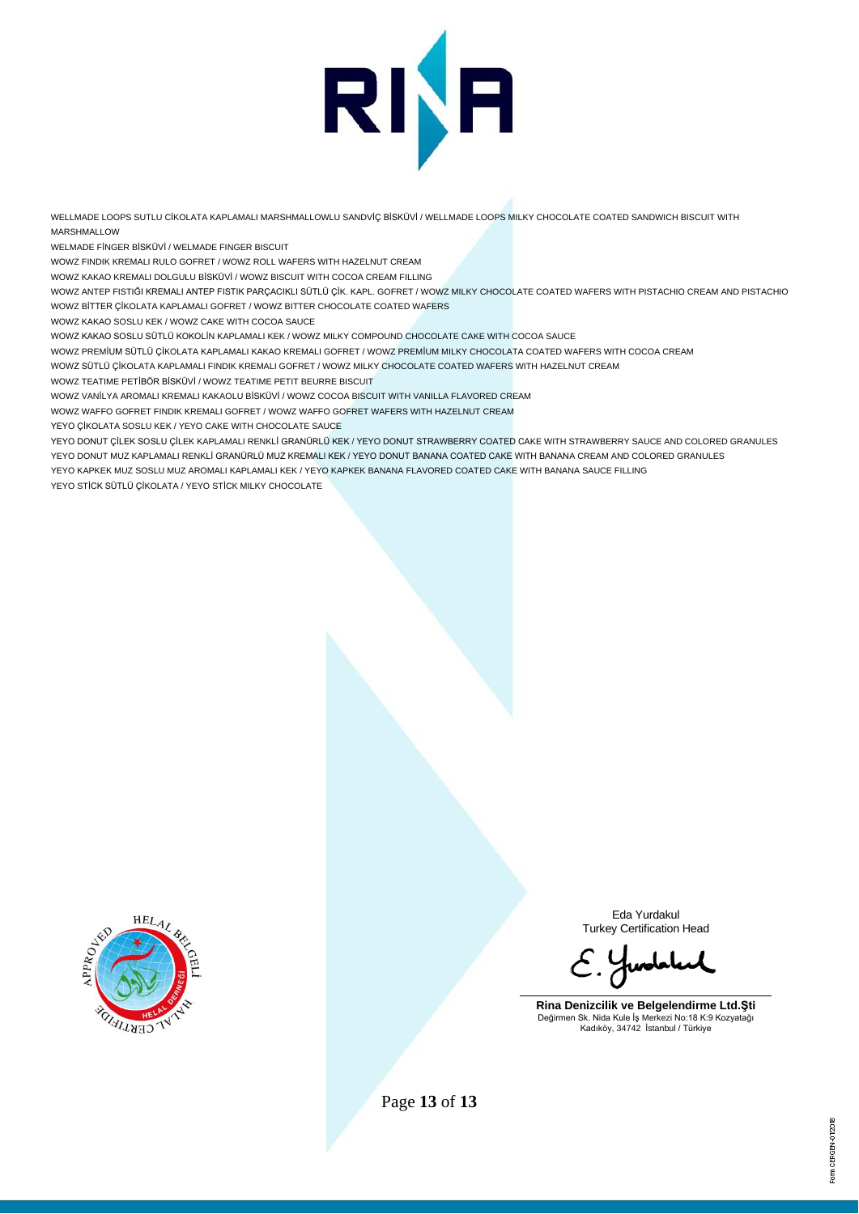WELLMADE LOOPS SUTLU CİKOLATA KAPLAMALI MARSHMALLOWLU SANDVİÇ BİSKÜVİ / WELLMADE LOOPS MILKY CHOCOLATE COATED SANDWICH BISCUIT WITH MARSHMALLOW

WELMADE FİNGER BİSKÜVİ / WELMADE FINGER BISCUIT

WOWZ FINDIK KREMALI RULO GOFRET / WOWZ ROLL WAFERS WITH HAZELNUT CREAM

WOWZ KAKAO KREMALI DOLGULU BİSKÜVİ / WOWZ BISCUIT WITH COCOA CREAM FILLING

WOWZ ANTEP FISTIĞI KREMALI ANTEP FISTIK PARÇACIKLI SÜTLÜ ÇİK. KAPL. GOFRET / WOWZ MILKY CHOCOLATE COATED WAFERS WITH PISTACHIO CREAM AND PISTACHIO

WOWZ BİTTER ÇİKOLATA KAPLAMALI GOFRET / WOWZ BITTER CHOCOLATE COATED WAFERS

WOWZ KAKAO SOSLU KEK / WOWZ CAKE WITH COCOA SAUCE

WOWZ KAKAO SOSLU SÜTLÜ KOKOLİN KAPLAMALI KEK / WOWZ MILKY COMPOUND CHOCOLATE CAKE WITH COCOA SAUCE

WOWZ PREMİUM SÜTLÜ ÇİKOLATA KAPLAMALI KAKAO KREMALI GOFRET / WOWZ PREMİUM MILKY CHOCOLATA COATED WAFERS WITH COCOA CREAM

WOWZ SÜTLÜ ÇİKOLATA KAPLAMALI FINDIK KREMALI GOFRET / WOWZ MILKY CHOCOLATE COATED WAFERS WITH HAZELNUT CREAM

WOWZ TEATIME PETİBÖR BİSKÜVİ / WOWZ TEATIME PETIT BEURRE BISCUIT

WOWZ VANİLYA AROMALI KREMALI KAKAOLU BİSKÜVİ / WOWZ COCOA BISCUIT WITH VANILLA FLAVORED CREAM

WOWZ WAFFO GOFRET FINDIK KREMALI GOFRET / WOWZ WAFFO GOFRET WAFERS WITH HAZELNUT CREAM

YEYO ÇİKOLATA SOSLU KEK / YEYO CAKE WITH CHOCOLATE SAUCE

YEYO DONUT ÇİLEK SOSLU ÇİLEK KAPLAMALI RENKLİ GRANÜRLÜ KEK / YEYO DONUT STRAWBERRY COATED CAKE WITH STRAWBERRY SAUCE AND COLORED GRANULES

YEYO DONUT MUZ KAPLAMALI RENKLİ GRANÜRLÜ MUZ KREMALI KEK / YEYO DONUT BANANA COATED CAKE WITH BANANA CREAM AND COLORED GRANULES

YEYO KAPKEK MUZ SOSLU MUZ AROMALI KAPLAMALI KEK / YEYO KAPKEK BANANA FLAVORED COATED CAKE WITH BANANA SAUCE FILLING

YEYO STİCK SÜTLÜ ÇİKOLATA / YEYO STİCK MILKY CHOCOLATE

APPROVED HELAL BELGELİ HALAL CERTIFIDE HELAL DERNEĞİ

Eda Yurdakul
Turkey Certification Head

**Rina Denizcilik ve Belgelendirme Ltd.Şti**
Değirmen Sk. Nida Kule İş Merkezi No:18 K:9 Kozyatağı
Kadıköy, 34742 İstanbul / Türkiye

Form CERGEN-01/2018